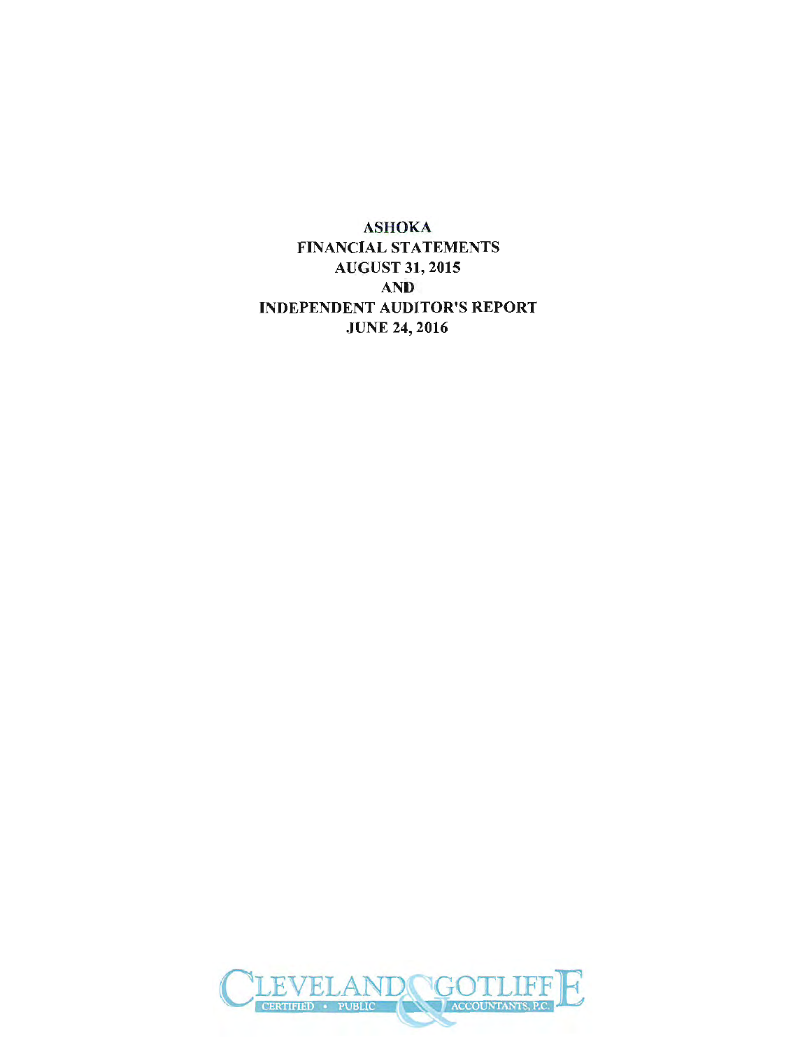# ASHOKA
## FINANCIAL STATEMENTS
## AUGUST 31, 2015
## AND
## INDEPENDENT AUDITOR'S REPORT
## JUNE 24, 2016

CLEVELAND & GOTLIFFE
CERTIFIED • PUBLIC ACCOUNTANTS, P.C.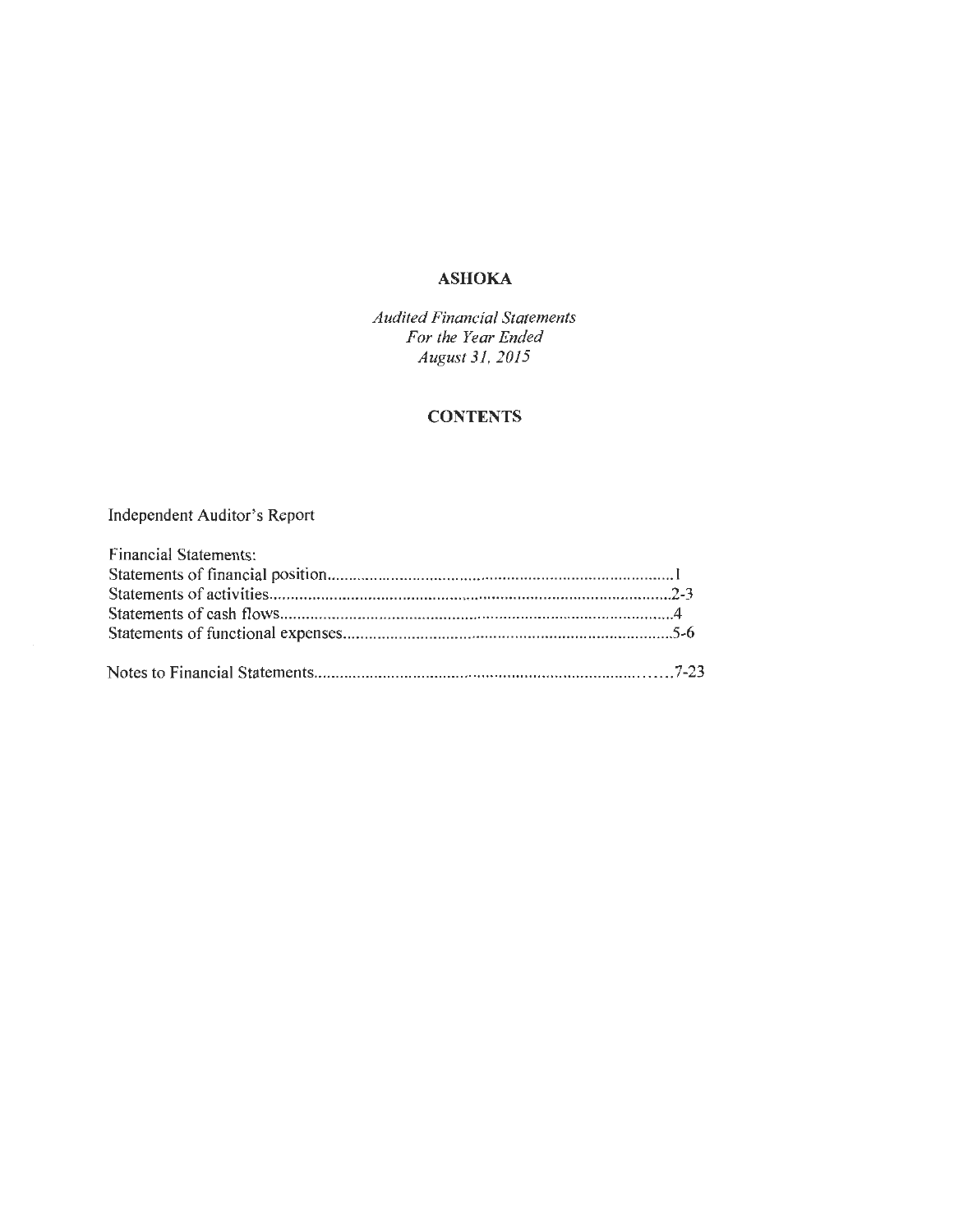# ASHOKA

*Audited Financial Statements*
*For the Year Ended*
*August 31, 2015*

## CONTENTS

Independent Auditor's Report

Financial Statements:
Statements of financial position.......................................................................................1
Statements of activities..................................................................................................2-3
Statements of cash flows..................................................................................................4
Statements of functional expenses.................................................................................5-6

Notes to Financial Statements.......................................................................................7-23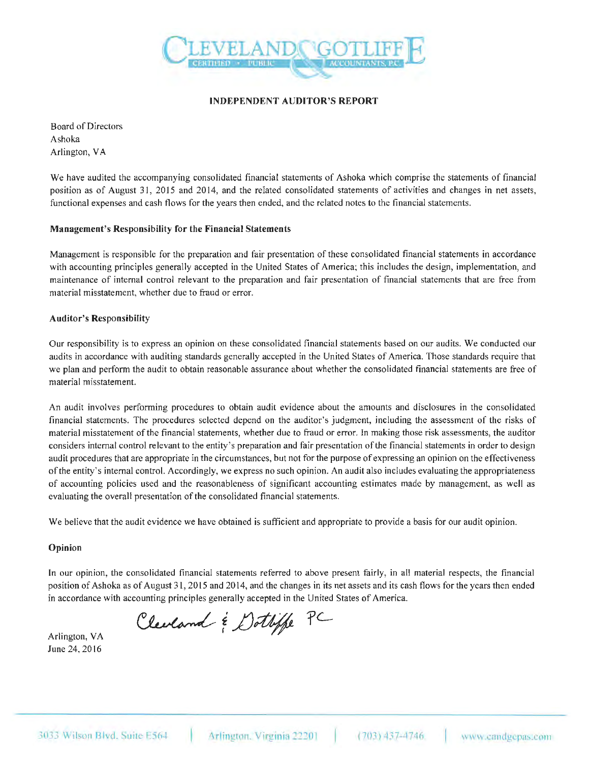CLEVELAND & GOTLIFFE
CERTIFIED • PUBLIC ACCOUNTANTS, P.C.

**INDEPENDENT AUDITOR'S REPORT**

Board of Directors
Ashoka
Arlington, VA

We have audited the accompanying consolidated financial statements of Ashoka which comprise the statements of financial position as of August 31, 2015 and 2014, and the related consolidated statements of activities and changes in net assets, functional expenses and cash flows for the years then ended, and the related notes to the financial statements.

**Management's Responsibility for the Financial Statements**

Management is responsible for the preparation and fair presentation of these consolidated financial statements in accordance with accounting principles generally accepted in the United States of America; this includes the design, implementation, and maintenance of internal control relevant to the preparation and fair presentation of financial statements that are free from material misstatement, whether due to fraud or error.

**Auditor's Responsibility**

Our responsibility is to express an opinion on these consolidated financial statements based on our audits. We conducted our audits in accordance with auditing standards generally accepted in the United States of America. Those standards require that we plan and perform the audit to obtain reasonable assurance about whether the consolidated financial statements are free of material misstatement.

An audit involves performing procedures to obtain audit evidence about the amounts and disclosures in the consolidated financial statements. The procedures selected depend on the auditor's judgment, including the assessment of the risks of material misstatement of the financial statements, whether due to fraud or error. In making those risk assessments, the auditor considers internal control relevant to the entity's preparation and fair presentation of the financial statements in order to design audit procedures that are appropriate in the circumstances, but not for the purpose of expressing an opinion on the effectiveness of the entity's internal control. Accordingly, we express no such opinion. An audit also includes evaluating the appropriateness of accounting policies used and the reasonableness of significant accounting estimates made by management, as well as evaluating the overall presentation of the consolidated financial statements.

We believe that the audit evidence we have obtained is sufficient and appropriate to provide a basis for our audit opinion.

**Opinion**

In our opinion, the consolidated financial statements referred to above present fairly, in all material respects, the financial position of Ashoka as of August 31, 2015 and 2014, and the changes in its net assets and its cash flows for the years then ended in accordance with accounting principles generally accepted in the United States of America.

Cleveland & Gotliffe PC

Arlington, VA
June 24, 2016

3033 Wilson Blvd. Suite E564 | Arlington, Virginia 22201 | (703) 437-4746 | www.candgcpas.com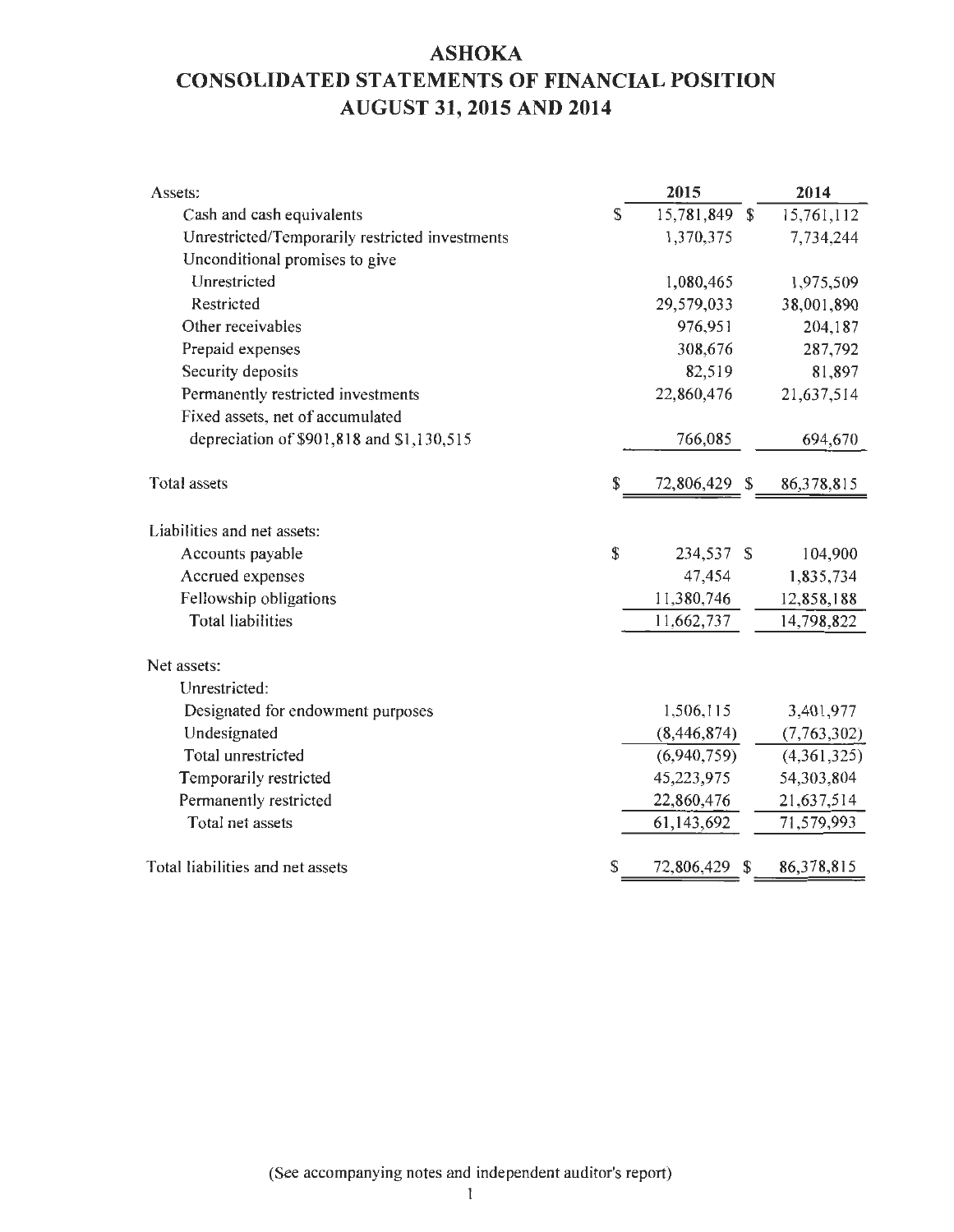# ASHOKA

## CONSOLIDATED STATEMENTS OF FINANCIAL POSITION

## AUGUST 31, 2015 AND 2014

| | 2015 | 2014 |
|---|---|---|
| Assets: | | |
| Cash and cash equivalents | $ 15,781,849 | $ 15,761,112 |
| Unrestricted/Temporarily restricted investments | 1,370,375 | 7,734,244 |
| Unconditional promises to give | | |
| Unrestricted | 1,080,465 | 1,975,509 |
| Restricted | 29,579,033 | 38,001,890 |
| Other receivables | 976,951 | 204,187 |
| Prepaid expenses | 308,676 | 287,792 |
| Security deposits | 82,519 | 81,897 |
| Permanently restricted investments | 22,860,476 | 21,637,514 |
| Fixed assets, net of accumulated depreciation of $901,818 and $1,130,515 | 766,085 | 694,670 |
| Total assets | $ 72,806,429 | $ 86,378,815 |
| Liabilities and net assets: | | |
| Accounts payable | $ 234,537 | $ 104,900 |
| Accrued expenses | 47,454 | 1,835,734 |
| Fellowship obligations | 11,380,746 | 12,858,188 |
| Total liabilities | 11,662,737 | 14,798,822 |
| Net assets: | | |
| Unrestricted: | | |
| Designated for endowment purposes | 1,506,115 | 3,401,977 |
| Undesignated | (8,446,874) | (7,763,302) |
| Total unrestricted | (6,940,759) | (4,361,325) |
| Temporarily restricted | 45,223,975 | 54,303,804 |
| Permanently restricted | 22,860,476 | 21,637,514 |
| Total net assets | 61,143,692 | 71,579,993 |
| Total liabilities and net assets | $ 72,806,429 | $ 86,378,815 |

(See accompanying notes and independent auditor's report)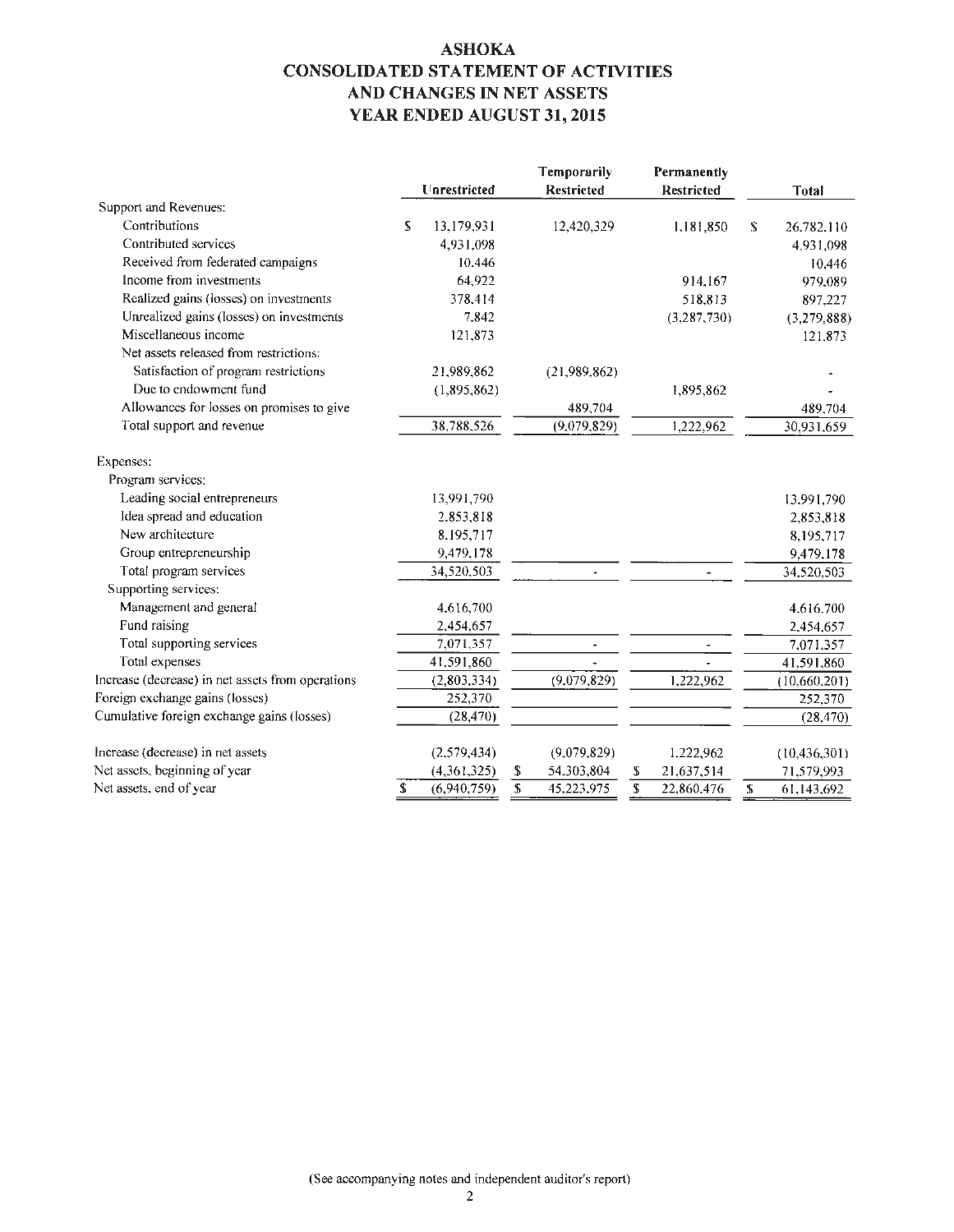# ASHOKA
# CONSOLIDATED STATEMENT OF ACTIVITIES AND CHANGES IN NET ASSETS
# YEAR ENDED AUGUST 31, 2015

| | Unrestricted | Temporarily Restricted | Permanently Restricted | Total |
|---|---|---|---|---|
| Support and Revenues: | | | | |
| Contributions | $ 13,179,931 | 12,420,329 | 1,181,850 | $ 26,782,110 |
| Contributed services | 4,931,098 | | | 4,931,098 |
| Received from federated campaigns | 10,446 | | | 10,446 |
| Income from investments | 64,922 | | 914,167 | 979,089 |
| Realized gains (losses) on investments | 378,414 | | 518,813 | 897,227 |
| Unrealized gains (losses) on investments | 7,842 | | (3,287,730) | (3,279,888) |
| Miscellaneous income | 121,873 | | | 121,873 |
| Net assets released from restrictions: | | | | |
| Satisfaction of program restrictions | 21,989,862 | (21,989,862) | | - |
| Due to endowment fund | (1,895,862) | | 1,895,862 | - |
| Allowances for losses on promises to give | | 489,704 | | 489,704 |
| Total support and revenue | 38,788,526 | (9,079,829) | 1,222,962 | 30,931,659 |
| Expenses: | | | | |
| Program services: | | | | |
| Leading social entrepreneurs | 13,991,790 | | | 13,991,790 |
| Idea spread and education | 2,853,818 | | | 2,853,818 |
| New architecture | 8,195,717 | | | 8,195,717 |
| Group entrepreneurship | 9,479,178 | | | 9,479,178 |
| Total program services | 34,520,503 | - | - | 34,520,503 |
| Supporting services: | | | | |
| Management and general | 4,616,700 | | | 4,616,700 |
| Fund raising | 2,454,657 | | | 2,454,657 |
| Total supporting services | 7,071,357 | - | - | 7,071,357 |
| Total expenses | 41,591,860 | - | - | 41,591,860 |
| Increase (decrease) in net assets from operations | (2,803,334) | (9,079,829) | 1,222,962 | (10,660,201) |
| Foreign exchange gains (losses) | 252,370 | | | 252,370 |
| Cumulative foreign exchange gains (losses) | (28,470) | | | (28,470) |
| Increase (decrease) in net assets | (2,579,434) | (9,079,829) | 1,222,962 | (10,436,301) |
| Net assets, beginning of year | (4,361,325) | $ 54,303,804 | $ 21,637,514 | 71,579,993 |
| Net assets, end of year | $ (6,940,759) | $ 45,223,975 | $ 22,860,476 | $ 61,143,692 |

(See accompanying notes and independent auditor's report)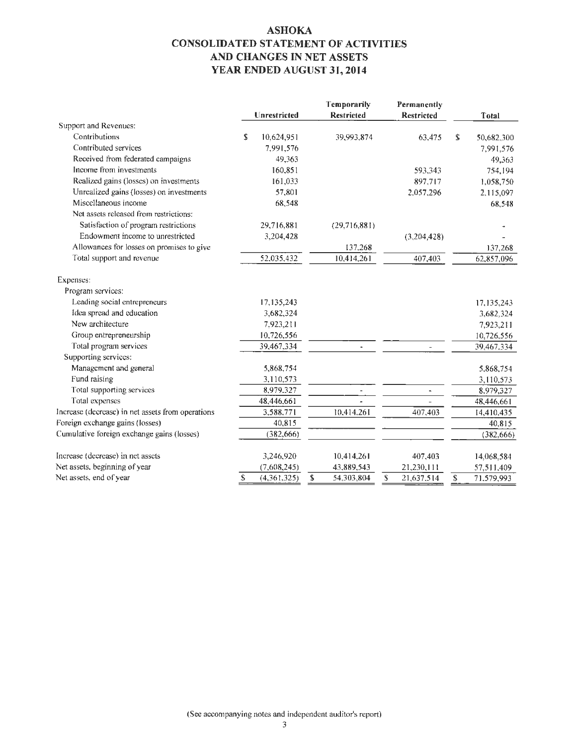# ASHOKA
# CONSOLIDATED STATEMENT OF ACTIVITIES AND CHANGES IN NET ASSETS
# YEAR ENDED AUGUST 31, 2014

| | Unrestricted | Temporarily Restricted | Permanently Restricted | Total |
|---|---|---|---|---|
| Support and Revenues: | | | | |
| Contributions | $ 10,624,951 | 39,993,874 | 63,475 | $ 50,682,300 |
| Contributed services | 7,991,576 | | | 7,991,576 |
| Received from federated campaigns | 49,363 | | | 49,363 |
| Income from investments | 160,851 | | 593,343 | 754,194 |
| Realized gains (losses) on investments | 161,033 | | 897,717 | 1,058,750 |
| Unrealized gains (losses) on investments | 57,801 | | 2,057,296 | 2,115,097 |
| Miscellaneous income | 68,548 | | | 68,548 |
| Net assets released from restrictions: | | | | |
| Satisfaction of program restrictions | 29,716,881 | (29,716,881) | | - |
| Endowment income to unrestricted | 3,204,428 | | (3,204,428) | - |
| Allowances for losses on promises to give | | 137,268 | | 137,268 |
| Total support and revenue | 52,035,432 | 10,414,261 | 407,403 | 62,857,096 |
| Expenses: | | | | |
| Program services: | | | | |
| Leading social entrepreneurs | 17,135,243 | | | 17,135,243 |
| Idea spread and education | 3,682,324 | | | 3,682,324 |
| New architecture | 7,923,211 | | | 7,923,211 |
| Group entrepreneurship | 10,726,556 | | | 10,726,556 |
| Total program services | 39,467,334 | - | - | 39,467,334 |
| Supporting services: | | | | |
| Management and general | 5,868,754 | | | 5,868,754 |
| Fund raising | 3,110,573 | | | 3,110,573 |
| Total supporting services | 8,979,327 | - | - | 8,979,327 |
| Total expenses | 48,446,661 | - | - | 48,446,661 |
| Increase (decrease) in net assets from operations | 3,588,771 | 10,414,261 | 407,403 | 14,410,435 |
| Foreign exchange gains (losses) | 40,815 | | | 40,815 |
| Cumulative foreign exchange gains (losses) | (382,666) | | | (382,666) |
| Increase (decrease) in net assets | 3,246,920 | 10,414,261 | 407,403 | 14,068,584 |
| Net assets, beginning of year | (7,608,245) | 43,889,543 | 21,230,111 | 57,511,409 |
| Net assets, end of year | $ (4,361,325) | $ 54,303,804 | $ 21,637,514 | $ 71,579,993 |

(See accompanying notes and independent auditor's report)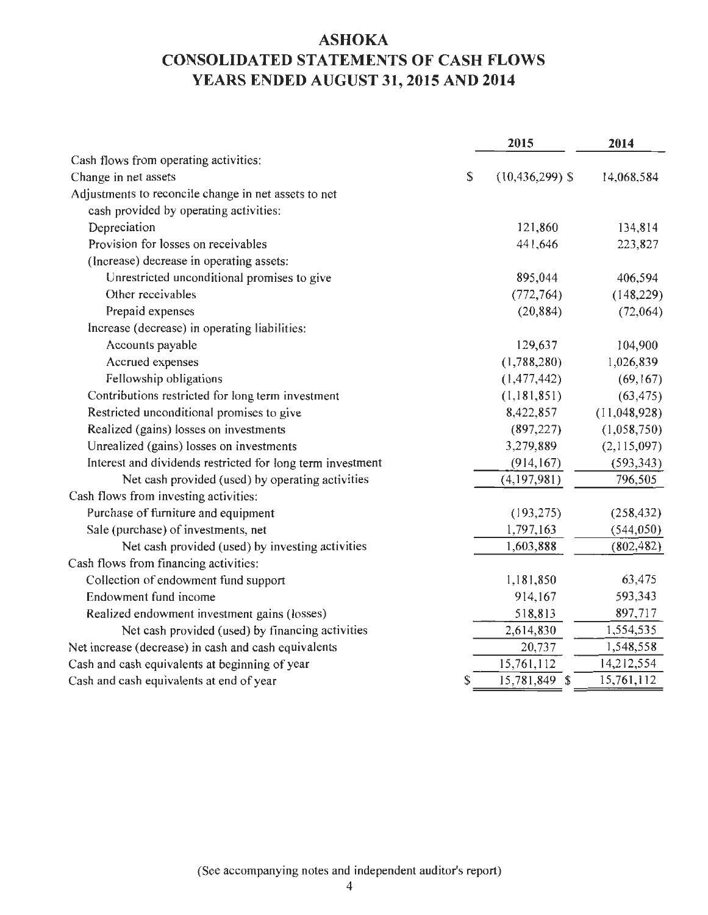# ASHOKA
# CONSOLIDATED STATEMENTS OF CASH FLOWS
# YEARS ENDED AUGUST 31, 2015 AND 2014

| | 2015 | 2014 |
|---|---|---|
| Cash flows from operating activities: | | |
| Change in net assets | $ (10,436,299) | $ 14,068,584 |
| Adjustments to reconcile change in net assets to net cash provided by operating activities: | | |
| Depreciation | 121,860 | 134,814 |
| Provision for losses on receivables | 441,646 | 223,827 |
| (Increase) decrease in operating assets: | | |
| Unrestricted unconditional promises to give | 895,044 | 406,594 |
| Other receivables | (772,764) | (148,229) |
| Prepaid expenses | (20,884) | (72,064) |
| Increase (decrease) in operating liabilities: | | |
| Accounts payable | 129,637 | 104,900 |
| Accrued expenses | (1,788,280) | 1,026,839 |
| Fellowship obligations | (1,477,442) | (69,167) |
| Contributions restricted for long term investment | (1,181,851) | (63,475) |
| Restricted unconditional promises to give | 8,422,857 | (11,048,928) |
| Realized (gains) losses on investments | (897,227) | (1,058,750) |
| Unrealized (gains) losses on investments | 3,279,889 | (2,115,097) |
| Interest and dividends restricted for long term investment | (914,167) | (593,343) |
| Net cash provided (used) by operating activities | (4,197,981) | 796,505 |
| Cash flows from investing activities: | | |
| Purchase of furniture and equipment | (193,275) | (258,432) |
| Sale (purchase) of investments, net | 1,797,163 | (544,050) |
| Net cash provided (used) by investing activities | 1,603,888 | (802,482) |
| Cash flows from financing activities: | | |
| Collection of endowment fund support | 1,181,850 | 63,475 |
| Endowment fund income | 914,167 | 593,343 |
| Realized endowment investment gains (losses) | 518,813 | 897,717 |
| Net cash provided (used) by financing activities | 2,614,830 | 1,554,535 |
| Net increase (decrease) in cash and cash equivalents | 20,737 | 1,548,558 |
| Cash and cash equivalents at beginning of year | 15,761,112 | 14,212,554 |
| Cash and cash equivalents at end of year | $ 15,781,849 | $ 15,761,112 |

(See accompanying notes and independent auditor's report)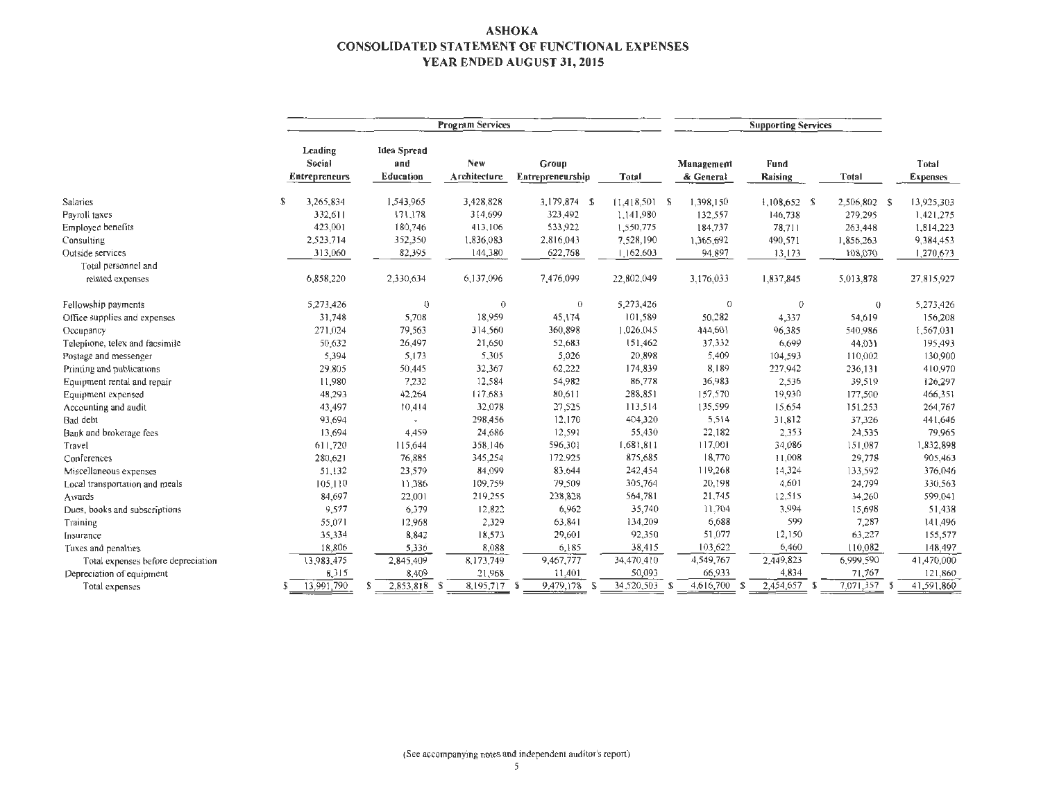# ASHOKA
## CONSOLIDATED STATEMENT OF FUNCTIONAL EXPENSES
## YEAR ENDED AUGUST 31, 2015

| | Program Services | | | | | Supporting Services | | | |
|---|---|---|---|---|---|---|---|---|---|
| | Leading Social Entrepreneurs | Idea Spread and Education | New Architecture | Group Entrepreneurship | Total | Management & General | Fund Raising | Total | Total Expenses |
| Salaries | $ 3,265,834 | 1,543,965 | 3,428,828 | 3,179,874 | $ 11,418,501 | $ 1,398,150 | 1,108,652 | $ 2,506,802 | $ 13,925,303 |
| Payroll taxes | 332,611 | 171,178 | 314,699 | 323,492 | 1,141,980 | 132,557 | 146,738 | 279,295 | 1,421,275 |
| Employee benefits | 423,001 | 180,746 | 413,106 | 533,922 | 1,550,775 | 184,737 | 78,711 | 263,448 | 1,814,223 |
| Consulting | 2,523,714 | 352,350 | 1,836,083 | 2,816,043 | 7,528,190 | 1,365,692 | 490,571 | 1,856,263 | 9,384,453 |
| Outside services | 313,060 | 82,395 | 144,380 | 622,768 | 1,162,603 | 94,897 | 13,173 | 108,070 | 1,270,673 |
| Total personnel and related expenses | 6,858,220 | 2,330,634 | 6,137,096 | 7,476,099 | 22,802,049 | 3,176,033 | 1,837,845 | 5,013,878 | 27,815,927 |
| Fellowship payments | 5,273,426 | 0 | 0 | 0 | 5,273,426 | 0 | 0 | 0 | 5,273,426 |
| Office supplies and expenses | 31,748 | 5,708 | 18,959 | 45,174 | 101,589 | 50,282 | 4,337 | 54,619 | 156,208 |
| Occupancy | 271,024 | 79,563 | 314,560 | 360,898 | 1,026,045 | 444,601 | 96,385 | 540,986 | 1,567,031 |
| Telephone, telex and facsimile | 50,632 | 26,497 | 21,650 | 52,683 | 151,462 | 37,332 | 6,699 | 44,031 | 195,493 |
| Postage and messenger | 5,394 | 5,173 | 5,305 | 5,026 | 20,898 | 5,409 | 104,593 | 110,002 | 130,900 |
| Printing and publications | 29,805 | 50,445 | 32,367 | 62,222 | 174,839 | 8,189 | 227,942 | 236,131 | 410,970 |
| Equipment rental and repair | 11,980 | 7,232 | 12,584 | 54,982 | 86,778 | 36,983 | 2,536 | 39,519 | 126,297 |
| Equipment expensed | 48,293 | 42,264 | 117,683 | 80,611 | 288,851 | 157,570 | 19,930 | 177,500 | 466,351 |
| Accounting and audit | 43,497 | 10,414 | 32,078 | 27,525 | 113,514 | 135,599 | 15,654 | 151,253 | 264,767 |
| Bad debt | 93,694 | - | 298,456 | 12,170 | 404,320 | 5,514 | 31,812 | 37,326 | 441,646 |
| Bank and brokerage fees | 13,694 | 4,459 | 24,686 | 12,591 | 55,430 | 22,182 | 2,353 | 24,535 | 79,965 |
| Travel | 611,720 | 115,644 | 358,146 | 596,301 | 1,681,811 | 117,001 | 34,086 | 151,087 | 1,832,898 |
| Conferences | 280,621 | 76,885 | 345,254 | 172,925 | 875,685 | 18,770 | 11,008 | 29,778 | 905,463 |
| Miscellaneous expenses | 51,132 | 23,579 | 84,099 | 83,644 | 242,454 | 119,268 | 14,324 | 133,592 | 376,046 |
| Local transportation and meals | 105,110 | 11,386 | 109,759 | 79,509 | 305,764 | 20,198 | 4,601 | 24,799 | 330,563 |
| Awards | 84,697 | 22,001 | 219,255 | 238,828 | 564,781 | 21,745 | 12,515 | 34,260 | 599,041 |
| Dues, books and subscriptions | 9,577 | 6,379 | 12,822 | 6,962 | 35,740 | 11,704 | 3,994 | 15,698 | 51,438 |
| Training | 55,071 | 12,968 | 2,329 | 63,841 | 134,209 | 6,688 | 599 | 7,287 | 141,496 |
| Insurance | 35,334 | 8,842 | 18,573 | 29,601 | 92,350 | 51,077 | 12,150 | 63,227 | 155,577 |
| Taxes and penalties | 18,806 | 5,336 | 8,088 | 6,185 | 38,415 | 103,622 | 6,460 | 110,082 | 148,497 |
| Total expenses before depreciation | 13,983,475 | 2,845,409 | 8,173,749 | 9,467,777 | 34,470,410 | 4,549,767 | 2,449,823 | 6,999,590 | 41,470,000 |
| Depreciation of equipment | 8,315 | 8,409 | 21,968 | 11,401 | 50,093 | 66,933 | 4,834 | 71,767 | 121,860 |
| Total expenses | $ 13,991,790 | $ 2,853,818 | $ 8,195,717 | $ 9,479,178 | $ 34,520,503 | $ 4,616,700 | $ 2,454,657 | $ 7,071,357 | $ 41,591,860 |

(See accompanying notes and independent auditor's report)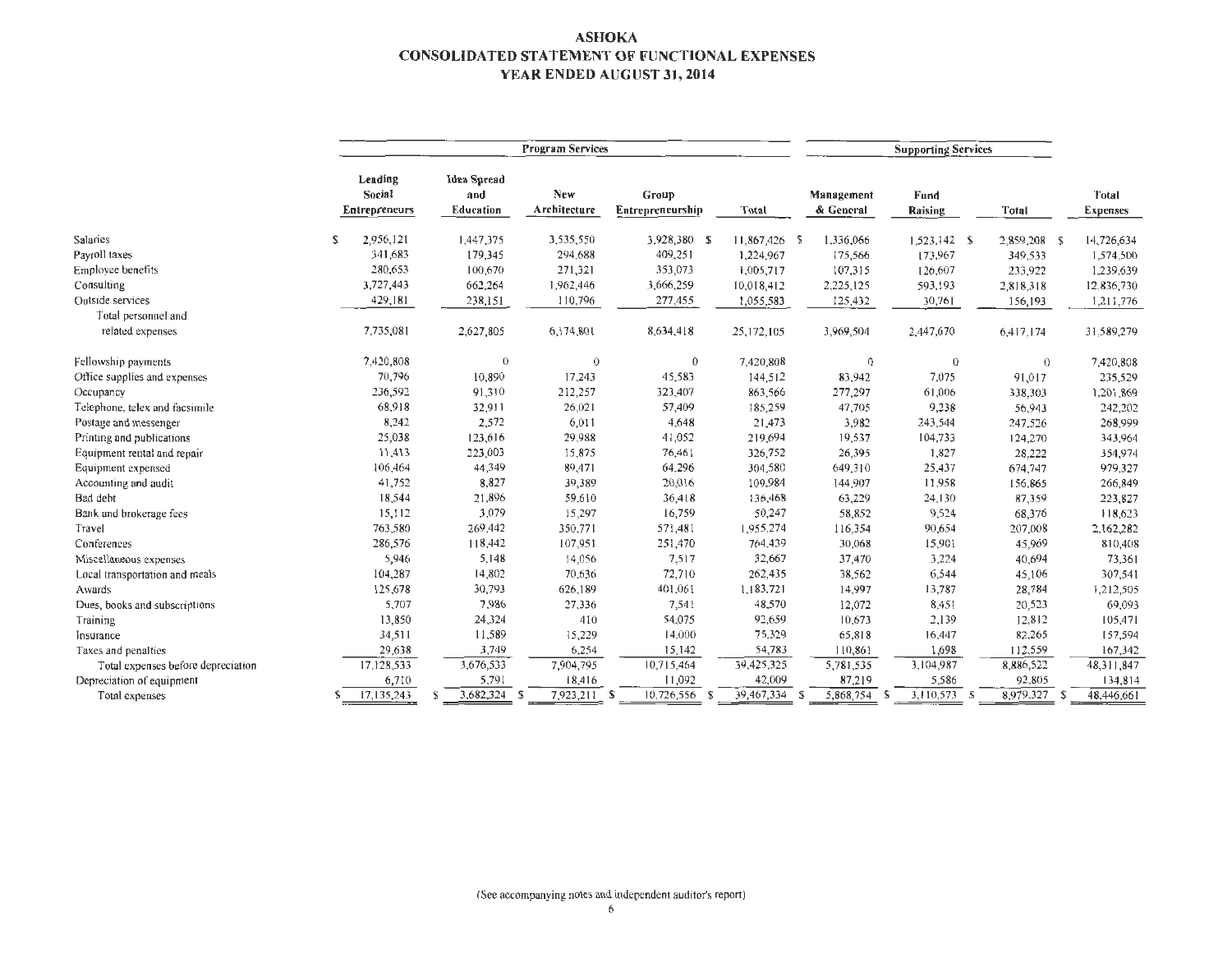# ASHOKA
# CONSOLIDATED STATEMENT OF FUNCTIONAL EXPENSES
# YEAR ENDED AUGUST 31, 2014

| | Program Services | | | | | Supporting Services | | | |
|---|---|---|---|---|---|---|---|---|---|
| | Leading Social Entrepreneurs | Idea Spread and Education | New Architecture | Group Entrepreneurship | Total | Management & General | Fund Raising | Total | Total Expenses |
| Salaries | $ 2,956,121 | 1,447,375 | 3,535,550 | 3,928,380 $ | 11,867,426 $ | 1,336,066 | 1,523,142 $ | 2,859,208 $ | 14,726,634 |
| Payroll taxes | 341,683 | 179,345 | 294,688 | 409,251 | 1,224,967 | 175,566 | 173,967 | 349,533 | 1,574,500 |
| Employee benefits | 280,653 | 100,670 | 271,321 | 353,073 | 1,005,717 | 107,315 | 126,607 | 233,922 | 1,239,639 |
| Consulting | 3,727,443 | 662,264 | 1,962,446 | 3,666,259 | 10,018,412 | 2,225,125 | 593,193 | 2,818,318 | 12,836,730 |
| Outside services | 429,181 | 238,151 | 110,796 | 277,455 | 1,055,583 | 125,432 | 30,761 | 156,193 | 1,211,776 |
| Total personnel and related expenses | 7,735,081 | 2,627,805 | 6,174,801 | 8,634,418 | 25,172,105 | 3,969,504 | 2,447,670 | 6,417,174 | 31,589,279 |
| Fellowship payments | 7,420,808 | 0 | 0 | 0 | 7,420,808 | 0 | 0 | 0 | 7,420,808 |
| Office supplies and expenses | 70,796 | 10,890 | 17,243 | 45,583 | 144,512 | 83,942 | 7,075 | 91,017 | 235,529 |
| Occupancy | 236,592 | 91,310 | 212,257 | 323,407 | 863,566 | 277,297 | 61,006 | 338,303 | 1,201,869 |
| Telephone, telex and facsimile | 68,918 | 32,911 | 26,021 | 57,409 | 185,259 | 47,705 | 9,238 | 56,943 | 242,202 |
| Postage and messenger | 8,242 | 2,572 | 6,011 | 4,648 | 21,473 | 3,982 | 243,544 | 247,526 | 268,999 |
| Printing and publications | 25,038 | 123,616 | 29,988 | 41,052 | 219,694 | 19,537 | 104,733 | 124,270 | 343,964 |
| Equipment rental and repair | 11,413 | 223,003 | 15,875 | 76,461 | 326,752 | 26,395 | 1,827 | 28,222 | 354,974 |
| Equipment expensed | 106,464 | 44,349 | 89,471 | 64,296 | 304,580 | 649,310 | 25,437 | 674,747 | 979,327 |
| Accounting and audit | 41,752 | 8,827 | 39,389 | 20,016 | 109,984 | 144,907 | 11,958 | 156,865 | 266,849 |
| Bad debt | 18,544 | 21,896 | 59,610 | 36,418 | 136,468 | 63,229 | 24,130 | 87,359 | 223,827 |
| Bank and brokerage fees | 15,112 | 3,079 | 15,297 | 16,759 | 50,247 | 58,852 | 9,524 | 68,376 | 118,623 |
| Travel | 763,580 | 269,442 | 350,771 | 571,481 | 1,955,274 | 116,354 | 90,654 | 207,008 | 2,162,282 |
| Conferences | 286,576 | 118,442 | 107,951 | 251,470 | 764,439 | 30,068 | 15,901 | 45,969 | 810,408 |
| Miscellaneous expenses | 5,946 | 5,148 | 14,056 | 7,517 | 32,667 | 37,470 | 3,224 | 40,694 | 73,361 |
| Local transportation and meals | 104,287 | 14,802 | 70,636 | 72,710 | 262,435 | 38,562 | 6,544 | 45,106 | 307,541 |
| Awards | 125,678 | 30,793 | 626,189 | 401,061 | 1,183,721 | 14,997 | 13,787 | 28,784 | 1,212,505 |
| Dues, books and subscriptions | 5,707 | 7,986 | 27,336 | 7,541 | 48,570 | 12,072 | 8,451 | 20,523 | 69,093 |
| Training | 13,850 | 24,324 | 410 | 54,075 | 92,659 | 10,673 | 2,139 | 12,812 | 105,471 |
| Insurance | 34,511 | 11,589 | 15,229 | 14,000 | 75,329 | 65,818 | 16,447 | 82,265 | 157,594 |
| Taxes and penalties | 29,638 | 3,749 | 6,254 | 15,142 | 54,783 | 110,861 | 1,698 | 112,559 | 167,342 |
| Total expenses before depreciation | 17,128,533 | 3,676,533 | 7,904,795 | 10,715,464 | 39,425,325 | 5,781,535 | 3,104,987 | 8,886,522 | 48,311,847 |
| Depreciation of equipment | 6,710 | 5,791 | 18,416 | 11,092 | 42,009 | 87,219 | 5,586 | 92,805 | 134,814 |
| Total expenses | $ 17,135,243 | $ 3,682,324 | $ 7,923,211 | $ 10,726,556 | $ 39,467,334 | $ 5,868,754 | $ 3,110,573 | $ 8,979,327 | $ 48,446,661 |

(See accompanying notes and independent auditor's report)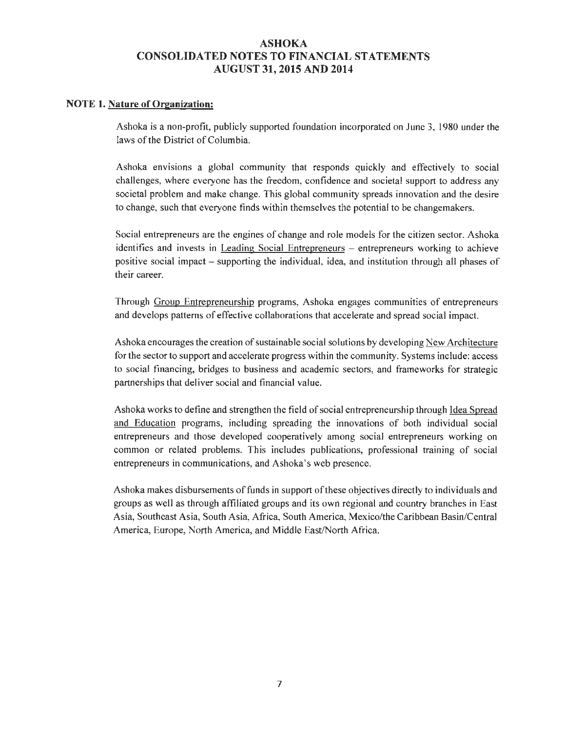# ASHOKA
## CONSOLIDATED NOTES TO FINANCIAL STATEMENTS
## AUGUST 31, 2015 AND 2014

**NOTE 1. Nature of Organization:**

Ashoka is a non-profit, publicly supported foundation incorporated on June 3, 1980 under the laws of the District of Columbia.

Ashoka envisions a global community that responds quickly and effectively to social challenges, where everyone has the freedom, confidence and societal support to address any societal problem and make change. This global community spreads innovation and the desire to change, such that everyone finds within themselves the potential to be changemakers.

Social entrepreneurs are the engines of change and role models for the citizen sector. Ashoka identifies and invests in Leading Social Entrepreneurs – entrepreneurs working to achieve positive social impact – supporting the individual, idea, and institution through all phases of their career.

Through Group Entrepreneurship programs, Ashoka engages communities of entrepreneurs and develops patterns of effective collaborations that accelerate and spread social impact.

Ashoka encourages the creation of sustainable social solutions by developing New Architecture for the sector to support and accelerate progress within the community. Systems include: access to social financing, bridges to business and academic sectors, and frameworks for strategic partnerships that deliver social and financial value.

Ashoka works to define and strengthen the field of social entrepreneurship through Idea Spread and Education programs, including spreading the innovations of both individual social entrepreneurs and those developed cooperatively among social entrepreneurs working on common or related problems. This includes publications, professional training of social entrepreneurs in communications, and Ashoka's web presence.

Ashoka makes disbursements of funds in support of these objectives directly to individuals and groups as well as through affiliated groups and its own regional and country branches in East Asia, Southeast Asia, South Asia, Africa, South America, Mexico/the Caribbean Basin/Central America, Europe, North America, and Middle East/North Africa.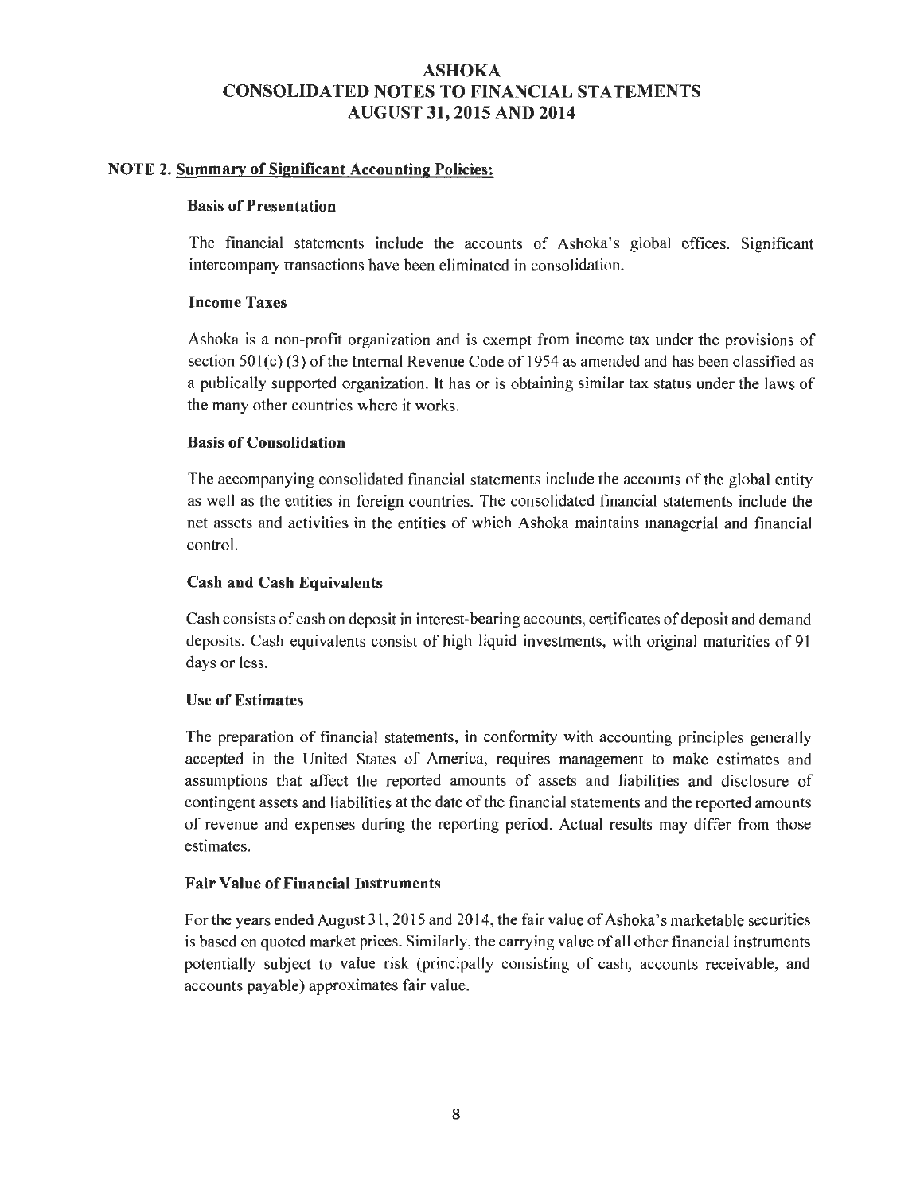# ASHOKA
# CONSOLIDATED NOTES TO FINANCIAL STATEMENTS
# AUGUST 31, 2015 AND 2014

## NOTE 2. Summary of Significant Accounting Policies:

### Basis of Presentation

The financial statements include the accounts of Ashoka's global offices. Significant intercompany transactions have been eliminated in consolidation.

### Income Taxes

Ashoka is a non-profit organization and is exempt from income tax under the provisions of section 501(c) (3) of the Internal Revenue Code of 1954 as amended and has been classified as a publically supported organization. It has or is obtaining similar tax status under the laws of the many other countries where it works.

### Basis of Consolidation

The accompanying consolidated financial statements include the accounts of the global entity as well as the entities in foreign countries. The consolidated financial statements include the net assets and activities in the entities of which Ashoka maintains managerial and financial control.

### Cash and Cash Equivalents

Cash consists of cash on deposit in interest-bearing accounts, certificates of deposit and demand deposits. Cash equivalents consist of high liquid investments, with original maturities of 91 days or less.

### Use of Estimates

The preparation of financial statements, in conformity with accounting principles generally accepted in the United States of America, requires management to make estimates and assumptions that affect the reported amounts of assets and liabilities and disclosure of contingent assets and liabilities at the date of the financial statements and the reported amounts of revenue and expenses during the reporting period. Actual results may differ from those estimates.

### Fair Value of Financial Instruments

For the years ended August 31, 2015 and 2014, the fair value of Ashoka's marketable securities is based on quoted market prices. Similarly, the carrying value of all other financial instruments potentially subject to value risk (principally consisting of cash, accounts receivable, and accounts payable) approximates fair value.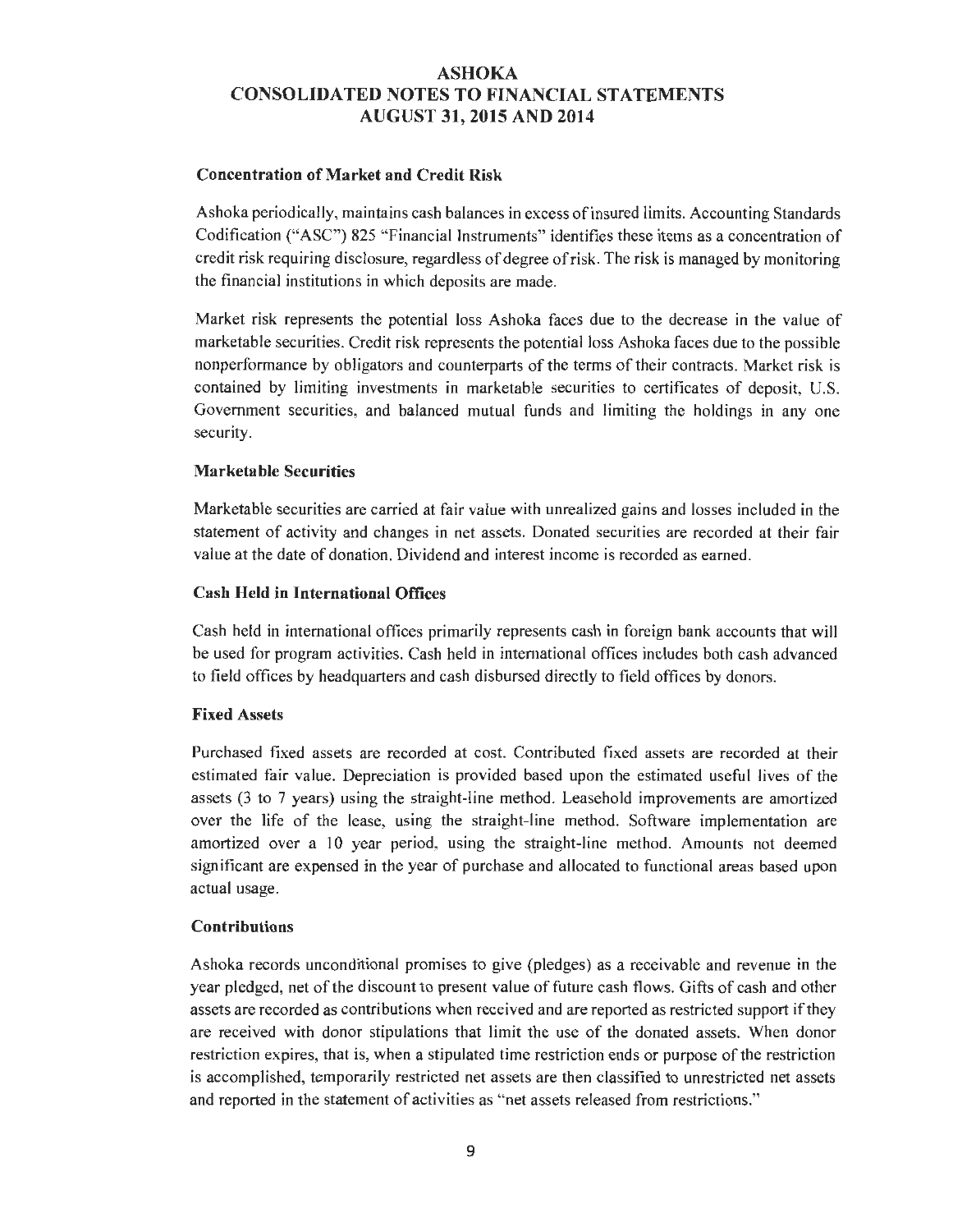### Concentration of Market and Credit Risk

Ashoka periodically, maintains cash balances in excess of insured limits. Accounting Standards Codification ("ASC") 825 "Financial Instruments" identifies these items as a concentration of credit risk requiring disclosure, regardless of degree of risk. The risk is managed by monitoring the financial institutions in which deposits are made.

Market risk represents the potential loss Ashoka faces due to the decrease in the value of marketable securities. Credit risk represents the potential loss Ashoka faces due to the possible nonperformance by obligators and counterparts of the terms of their contracts. Market risk is contained by limiting investments in marketable securities to certificates of deposit, U.S. Government securities, and balanced mutual funds and limiting the holdings in any one security.

### Marketable Securities

Marketable securities are carried at fair value with unrealized gains and losses included in the statement of activity and changes in net assets. Donated securities are recorded at their fair value at the date of donation. Dividend and interest income is recorded as earned.

### Cash Held in International Offices

Cash held in international offices primarily represents cash in foreign bank accounts that will be used for program activities. Cash held in international offices includes both cash advanced to field offices by headquarters and cash disbursed directly to field offices by donors.

### Fixed Assets

Purchased fixed assets are recorded at cost. Contributed fixed assets are recorded at their estimated fair value. Depreciation is provided based upon the estimated useful lives of the assets (3 to 7 years) using the straight-line method. Leasehold improvements are amortized over the life of the lease, using the straight-line method. Software implementation are amortized over a 10 year period, using the straight-line method. Amounts not deemed significant are expensed in the year of purchase and allocated to functional areas based upon actual usage.

### Contributions

Ashoka records unconditional promises to give (pledges) as a receivable and revenue in the year pledged, net of the discount to present value of future cash flows. Gifts of cash and other assets are recorded as contributions when received and are reported as restricted support if they are received with donor stipulations that limit the use of the donated assets. When donor restriction expires, that is, when a stipulated time restriction ends or purpose of the restriction is accomplished, temporarily restricted net assets are then classified to unrestricted net assets and reported in the statement of activities as "net assets released from restrictions."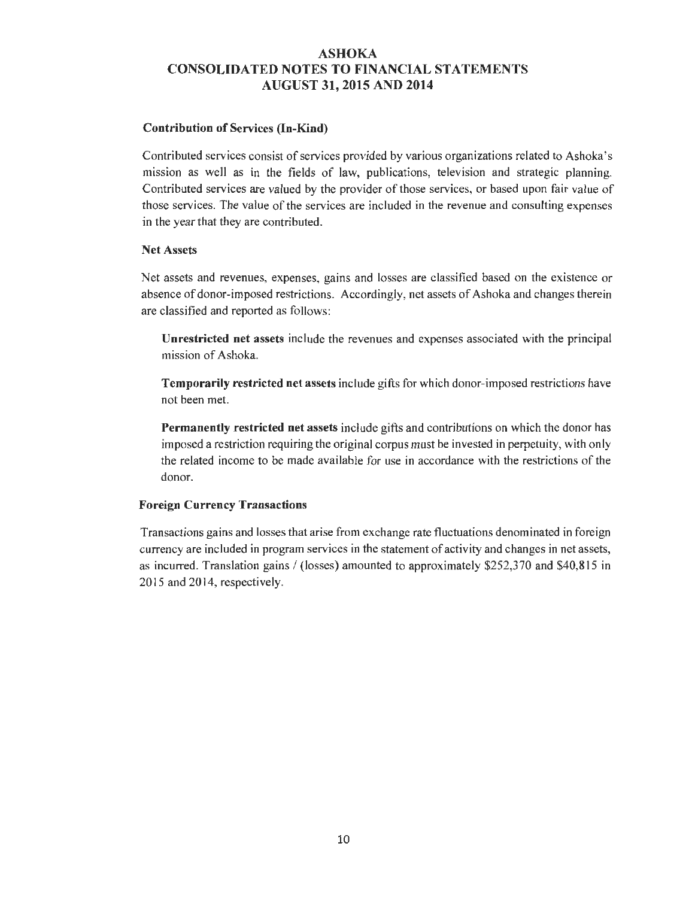#### Contribution of Services (In-Kind)

Contributed services consist of services provided by various organizations related to Ashoka's mission as well as in the fields of law, publications, television and strategic planning. Contributed services are valued by the provider of those services, or based upon fair value of those services. The value of the services are included in the revenue and consulting expenses in the year that they are contributed.

#### Net Assets

Net assets and revenues, expenses, gains and losses are classified based on the existence or absence of donor-imposed restrictions. Accordingly, net assets of Ashoka and changes therein are classified and reported as follows:

**Unrestricted net assets** include the revenues and expenses associated with the principal mission of Ashoka.

**Temporarily restricted net assets** include gifts for which donor-imposed restrictions have not been met.

**Permanently restricted net assets** include gifts and contributions on which the donor has imposed a restriction requiring the original corpus must be invested in perpetuity, with only the related income to be made available for use in accordance with the restrictions of the donor.

#### Foreign Currency Transactions

Transactions gains and losses that arise from exchange rate fluctuations denominated in foreign currency are included in program services in the statement of activity and changes in net assets, as incurred. Translation gains / (losses) amounted to approximately $252,370 and $40,815 in 2015 and 2014, respectively.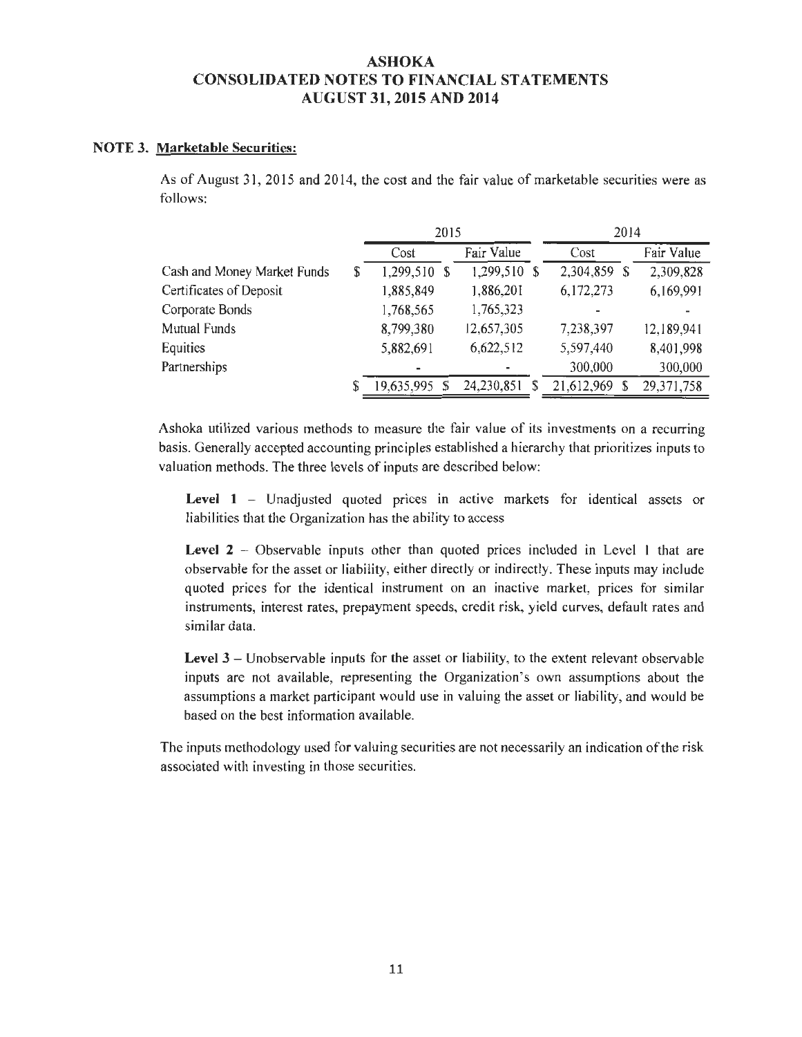# ASHOKA
# CONSOLIDATED NOTES TO FINANCIAL STATEMENTS
# AUGUST 31, 2015 AND 2014

## NOTE 3. Marketable Securities:

As of August 31, 2015 and 2014, the cost and the fair value of marketable securities were as follows:

| | 2015 | | 2014 | |
|---|---|---|---|---|
| | Cost | Fair Value | Cost | Fair Value |
| Cash and Money Market Funds | $ 1,299,510 | $ 1,299,510 | $ 2,304,859 | $ 2,309,828 |
| Certificates of Deposit | 1,885,849 | 1,886,201 | 6,172,273 | 6,169,991 |
| Corporate Bonds | 1,768,565 | 1,765,323 | - | - |
| Mutual Funds | 8,799,380 | 12,657,305 | 7,238,397 | 12,189,941 |
| Equities | 5,882,691 | 6,622,512 | 5,597,440 | 8,401,998 |
| Partnerships | - | - | 300,000 | 300,000 |
| | $ 19,635,995 | $ 24,230,851 | $ 21,612,969 | $ 29,371,758 |

Ashoka utilized various methods to measure the fair value of its investments on a recurring basis. Generally accepted accounting principles established a hierarchy that prioritizes inputs to valuation methods. The three levels of inputs are described below:

**Level 1** – Unadjusted quoted prices in active markets for identical assets or liabilities that the Organization has the ability to access

**Level 2** – Observable inputs other than quoted prices included in Level 1 that are observable for the asset or liability, either directly or indirectly. These inputs may include quoted prices for the identical instrument on an inactive market, prices for similar instruments, interest rates, prepayment speeds, credit risk, yield curves, default rates and similar data.

**Level 3** – Unobservable inputs for the asset or liability, to the extent relevant observable inputs are not available, representing the Organization's own assumptions about the assumptions a market participant would use in valuing the asset or liability, and would be based on the best information available.

The inputs methodology used for valuing securities are not necessarily an indication of the risk associated with investing in those securities.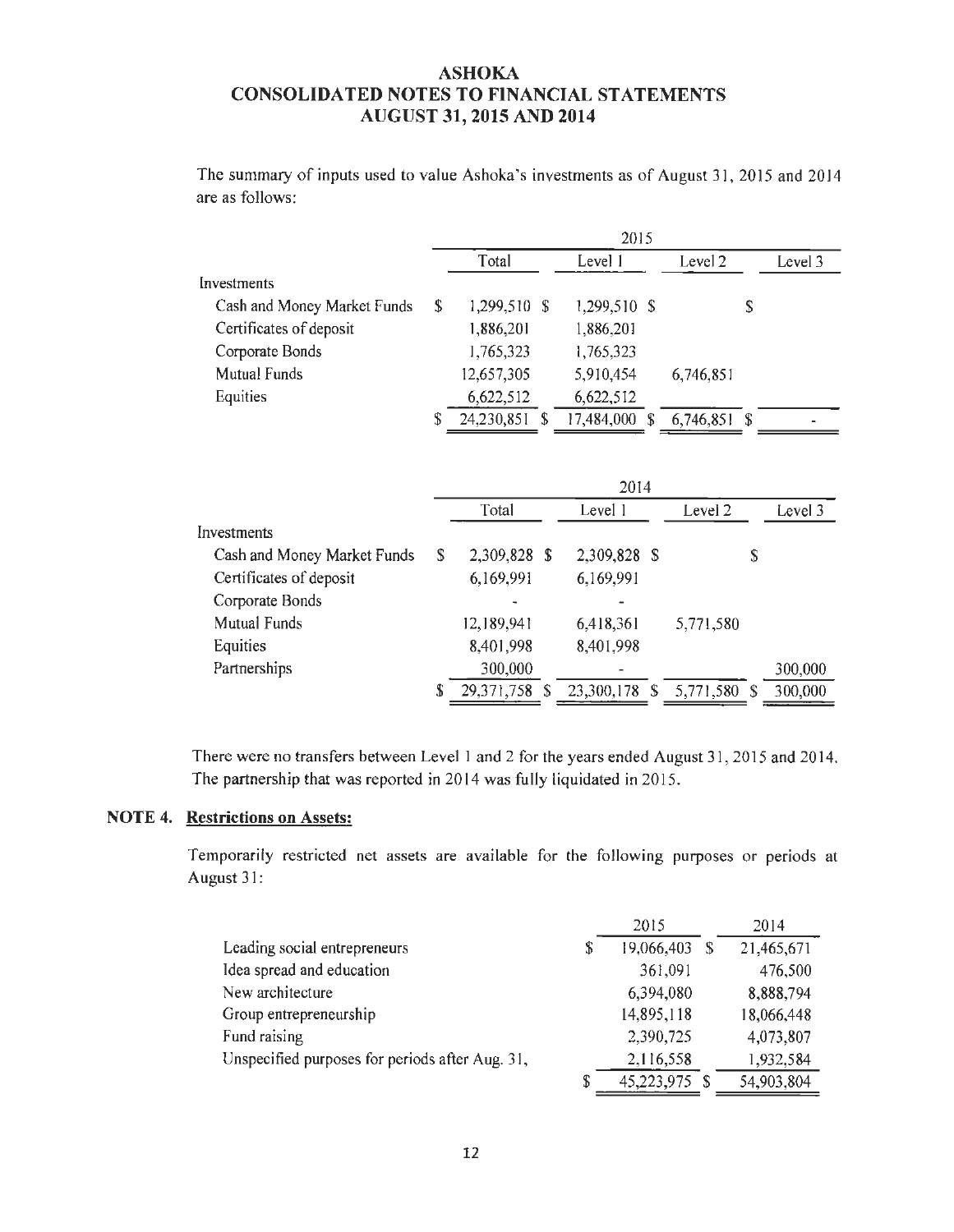# ASHOKA
# CONSOLIDATED NOTES TO FINANCIAL STATEMENTS
# AUGUST 31, 2015 AND 2014

The summary of inputs used to value Ashoka's investments as of August 31, 2015 and 2014 are as follows:

| | 2015 | | | |
|---|---|---|---|---|
| | Total | Level 1 | Level 2 | Level 3 |
| Investments | | | | |
| Cash and Money Market Funds | $ 1,299,510 | $ 1,299,510 | $ | $ |
| Certificates of deposit | 1,886,201 | 1,886,201 | | |
| Corporate Bonds | 1,765,323 | 1,765,323 | | |
| Mutual Funds | 12,657,305 | 5,910,454 | 6,746,851 | |
| Equities | 6,622,512 | 6,622,512 | | |
| | $ 24,230,851 | $ 17,484,000 | $ 6,746,851 | $ - |

| | 2014 | | | |
|---|---|---|---|---|
| | Total | Level 1 | Level 2 | Level 3 |
| Investments | | | | |
| Cash and Money Market Funds | $ 2,309,828 | $ 2,309,828 | $ | $ |
| Certificates of deposit | 6,169,991 | 6,169,991 | | |
| Corporate Bonds | - | - | | |
| Mutual Funds | 12,189,941 | 6,418,361 | 5,771,580 | |
| Equities | 8,401,998 | 8,401,998 | | |
| Partnerships | 300,000 | - | | 300,000 |
| | $ 29,371,758 | $ 23,300,178 | $ 5,771,580 | $ 300,000 |

There were no transfers between Level 1 and 2 for the years ended August 31, 2015 and 2014. The partnership that was reported in 2014 was fully liquidated in 2015.

## NOTE 4. Restrictions on Assets:

Temporarily restricted net assets are available for the following purposes or periods at August 31:

| | 2015 | 2014 |
|---|---|---|
| Leading social entrepreneurs | $ 19,066,403 | $ 21,465,671 |
| Idea spread and education | 361,091 | 476,500 |
| New architecture | 6,394,080 | 8,888,794 |
| Group entrepreneurship | 14,895,118 | 18,066,448 |
| Fund raising | 2,390,725 | 4,073,807 |
| Unspecified purposes for periods after Aug. 31, | 2,116,558 | 1,932,584 |
| | $ 45,223,975 | $ 54,903,804 |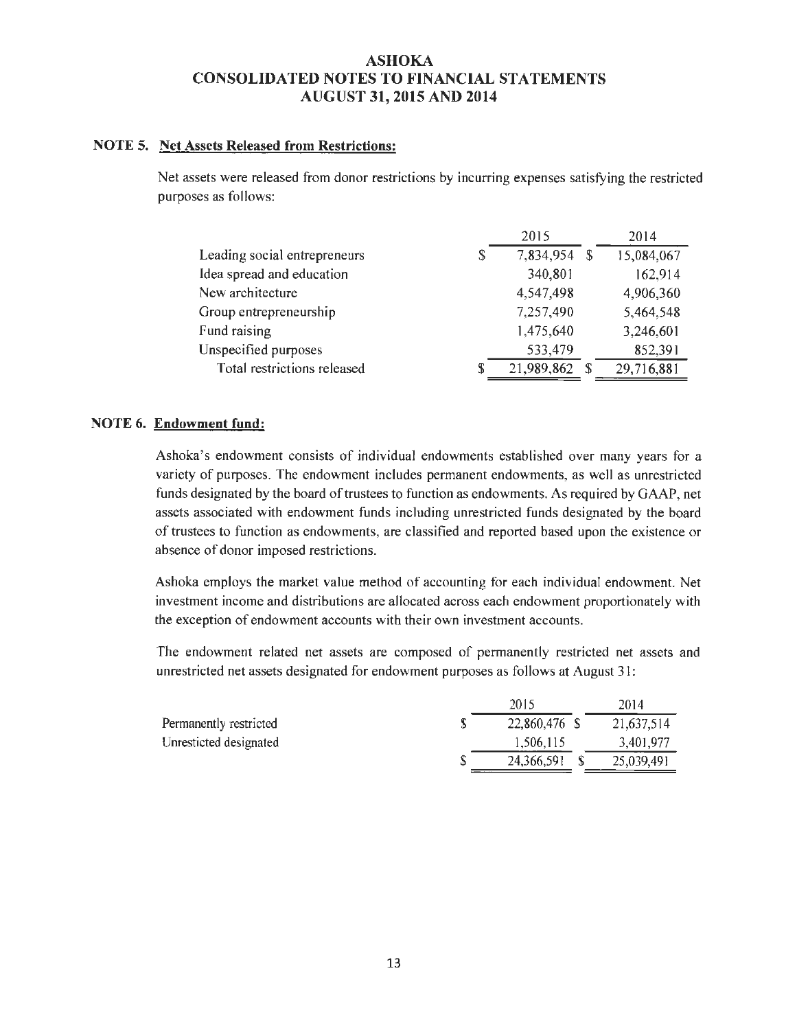# ASHOKA
# CONSOLIDATED NOTES TO FINANCIAL STATEMENTS
# AUGUST 31, 2015 AND 2014

## NOTE 5. Net Assets Released from Restrictions:

Net assets were released from donor restrictions by incurring expenses satisfying the restricted purposes as follows:

| | 2015 | 2014 |
|---|---|---|
| Leading social entrepreneurs | $ 7,834,954 | $ 15,084,067 |
| Idea spread and education | 340,801 | 162,914 |
| New architecture | 4,547,498 | 4,906,360 |
| Group entrepreneurship | 7,257,490 | 5,464,548 |
| Fund raising | 1,475,640 | 3,246,601 |
| Unspecified purposes | 533,479 | 852,391 |
| Total restrictions released | $ 21,989,862 | $ 29,716,881 |

## NOTE 6. Endowment fund:

Ashoka's endowment consists of individual endowments established over many years for a variety of purposes. The endowment includes permanent endowments, as well as unrestricted funds designated by the board of trustees to function as endowments. As required by GAAP, net assets associated with endowment funds including unrestricted funds designated by the board of trustees to function as endowments, are classified and reported based upon the existence or absence of donor imposed restrictions.

Ashoka employs the market value method of accounting for each individual endowment. Net investment income and distributions are allocated across each endowment proportionately with the exception of endowment accounts with their own investment accounts.

The endowment related net assets are composed of permanently restricted net assets and unrestricted net assets designated for endowment purposes as follows at August 31:

| | 2015 | 2014 |
|---|---|---|
| Permanently restricted | $ 22,860,476 | $ 21,637,514 |
| Unresticted designated | 1,506,115 | 3,401,977 |
| | $ 24,366,591 | $ 25,039,491 |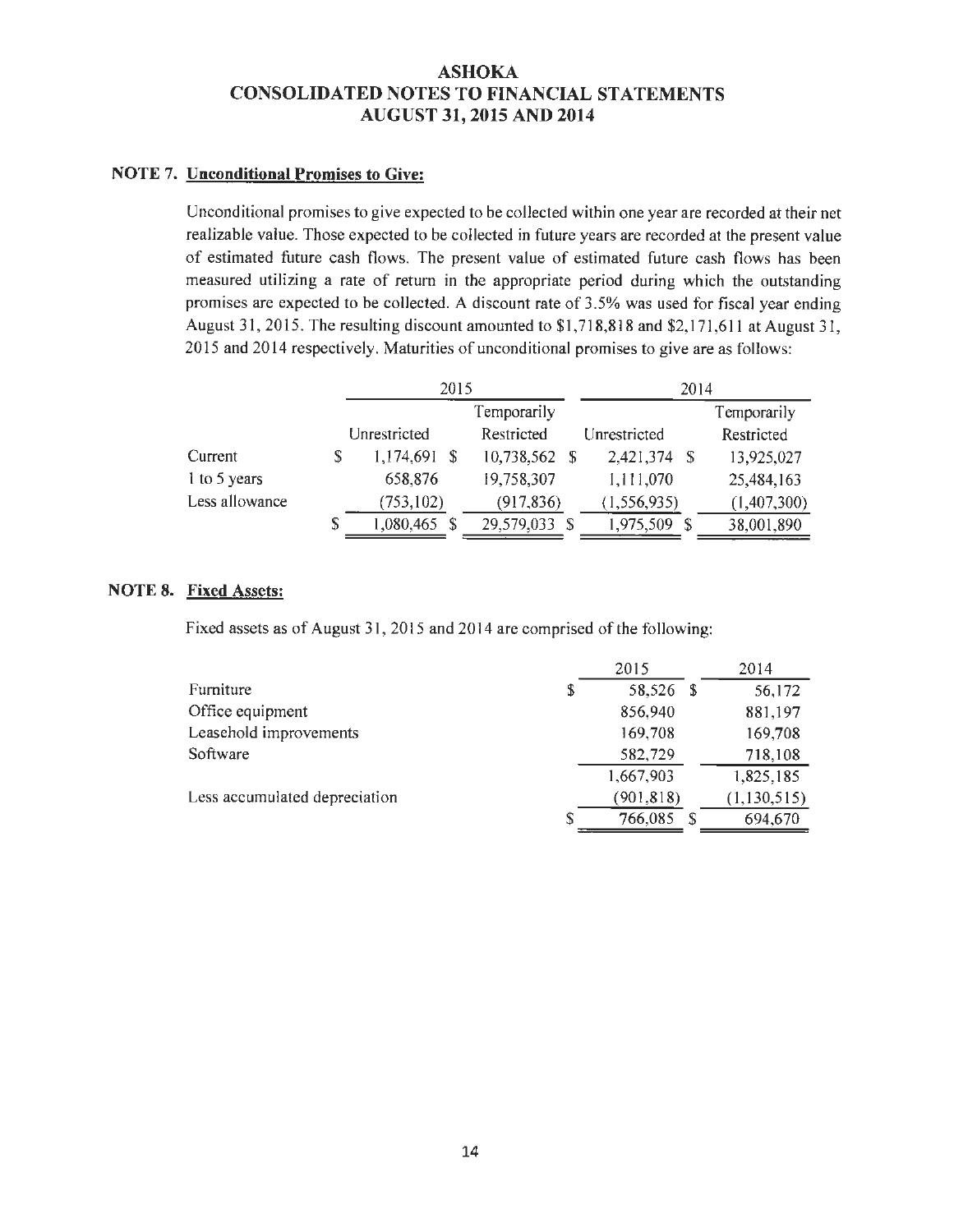# ASHOKA
# CONSOLIDATED NOTES TO FINANCIAL STATEMENTS
# AUGUST 31, 2015 AND 2014

## NOTE 7. Unconditional Promises to Give:

Unconditional promises to give expected to be collected within one year are recorded at their net realizable value. Those expected to be collected in future years are recorded at the present value of estimated future cash flows. The present value of estimated future cash flows has been measured utilizing a rate of return in the appropriate period during which the outstanding promises are expected to be collected. A discount rate of 3.5% was used for fiscal year ending August 31, 2015. The resulting discount amounted to $1,718,818 and $2,171,611 at August 31, 2015 and 2014 respectively. Maturities of unconditional promises to give are as follows:

| | 2015 | | 2014 | |
|---|---|---|---|---|
| | Unrestricted | Temporarily Restricted | Unrestricted | Temporarily Restricted |
| Current | $ 1,174,691 | $ 10,738,562 | $ 2,421,374 | $ 13,925,027 |
| 1 to 5 years | 658,876 | 19,758,307 | 1,111,070 | 25,484,163 |
| Less allowance | (753,102) | (917,836) | (1,556,935) | (1,407,300) |
| | $ 1,080,465 | $ 29,579,033 | $ 1,975,509 | $ 38,001,890 |

## NOTE 8. Fixed Assets:

Fixed assets as of August 31, 2015 and 2014 are comprised of the following:

| | 2015 | 2014 |
|---|---|---|
| Furniture | $ 58,526 | $ 56,172 |
| Office equipment | 856,940 | 881,197 |
| Leasehold improvements | 169,708 | 169,708 |
| Software | 582,729 | 718,108 |
| | 1,667,903 | 1,825,185 |
| Less accumulated depreciation | (901,818) | (1,130,515) |
| | $ 766,085 | $ 694,670 |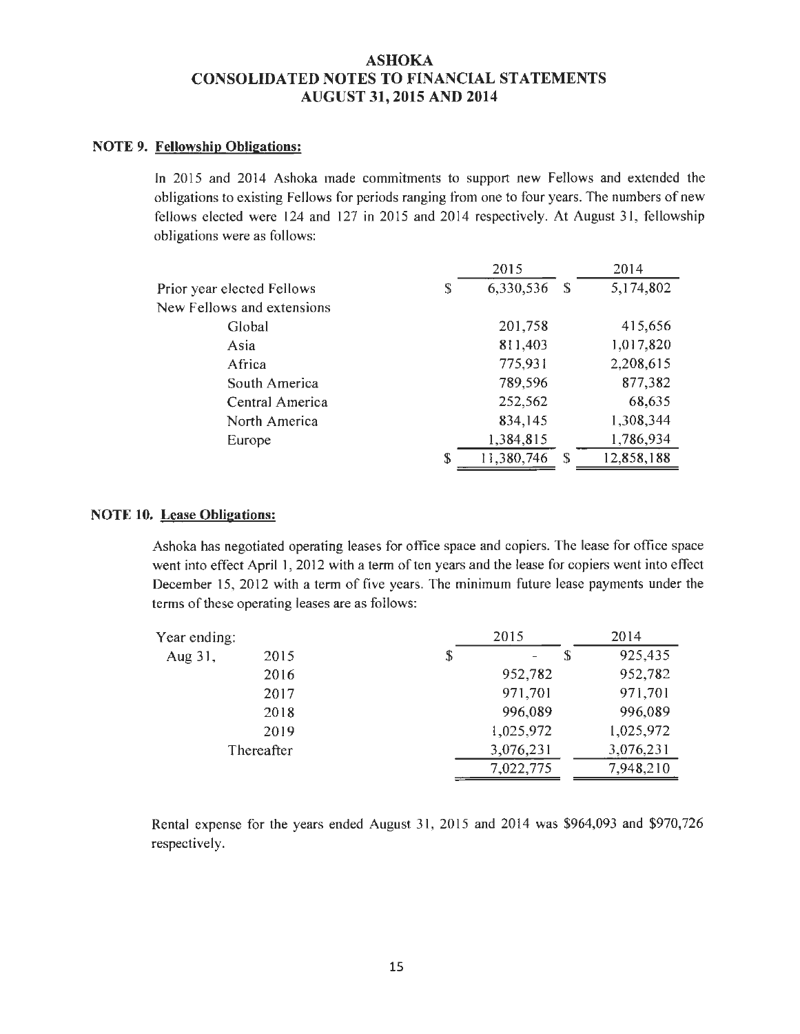# ASHOKA
# CONSOLIDATED NOTES TO FINANCIAL STATEMENTS
# AUGUST 31, 2015 AND 2014

## NOTE 9. Fellowship Obligations:

In 2015 and 2014 Ashoka made commitments to support new Fellows and extended the obligations to existing Fellows for periods ranging from one to four years. The numbers of new fellows elected were 124 and 127 in 2015 and 2014 respectively. At August 31, fellowship obligations were as follows:

| | 2015 | 2014 |
|---|---|---|
| Prior year elected Fellows | $ 6,330,536 | $ 5,174,802 |
| New Fellows and extensions | | |
| Global | 201,758 | 415,656 |
| Asia | 811,403 | 1,017,820 |
| Africa | 775,931 | 2,208,615 |
| South America | 789,596 | 877,382 |
| Central America | 252,562 | 68,635 |
| North America | 834,145 | 1,308,344 |
| Europe | 1,384,815 | 1,786,934 |
| | $ 11,380,746 | $ 12,858,188 |

## NOTE 10. Lease Obligations:

Ashoka has negotiated operating leases for office space and copiers. The lease for office space went into effect April 1, 2012 with a term of ten years and the lease for copiers went into effect December 15, 2012 with a term of five years. The minimum future lease payments under the terms of these operating leases are as follows:

| Year ending: | | 2015 | 2014 |
|---|---|---|---|
| Aug 31, | 2015 | $ - | $ 925,435 |
| | 2016 | 952,782 | 952,782 |
| | 2017 | 971,701 | 971,701 |
| | 2018 | 996,089 | 996,089 |
| | 2019 | 1,025,972 | 1,025,972 |
| | Thereafter | 3,076,231 | 3,076,231 |
| | | 7,022,775 | 7,948,210 |

Rental expense for the years ended August 31, 2015 and 2014 was $964,093 and $970,726 respectively.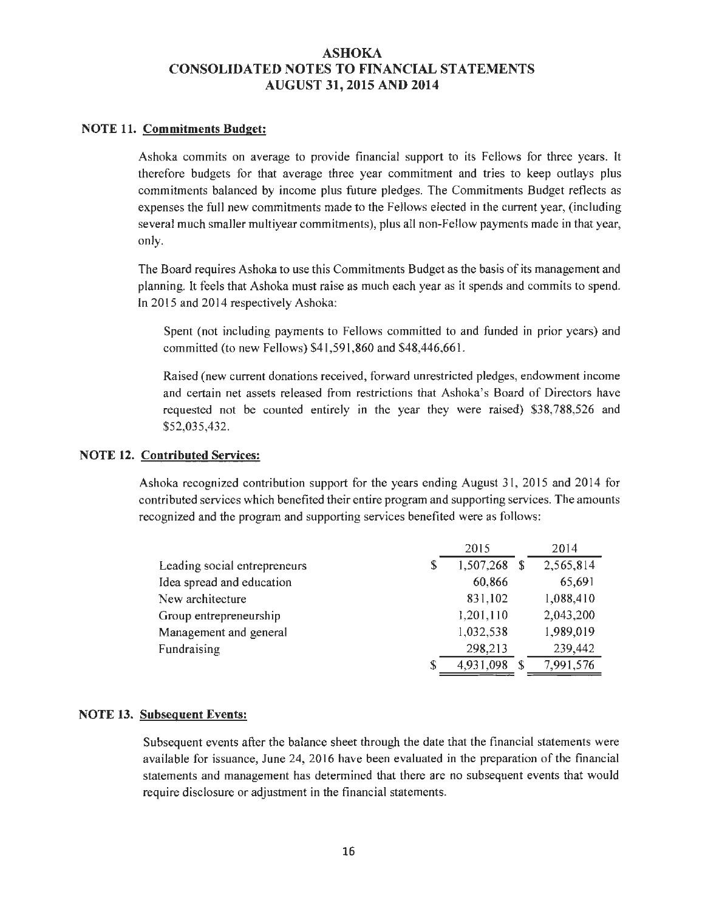# ASHOKA
## CONSOLIDATED NOTES TO FINANCIAL STATEMENTS
## AUGUST 31, 2015 AND 2014

### NOTE 11. Commitments Budget:

Ashoka commits on average to provide financial support to its Fellows for three years. It therefore budgets for that average three year commitment and tries to keep outlays plus commitments balanced by income plus future pledges. The Commitments Budget reflects as expenses the full new commitments made to the Fellows elected in the current year, (including several much smaller multiyear commitments), plus all non-Fellow payments made in that year, only.

The Board requires Ashoka to use this Commitments Budget as the basis of its management and planning. It feels that Ashoka must raise as much each year as it spends and commits to spend. In 2015 and 2014 respectively Ashoka:

Spent (not including payments to Fellows committed to and funded in prior years) and committed (to new Fellows) $41,591,860 and $48,446,661.

Raised (new current donations received, forward unrestricted pledges, endowment income and certain net assets released from restrictions that Ashoka's Board of Directors have requested not be counted entirely in the year they were raised) $38,788,526 and $52,035,432.

### NOTE 12. Contributed Services:

Ashoka recognized contribution support for the years ending August 31, 2015 and 2014 for contributed services which benefited their entire program and supporting services. The amounts recognized and the program and supporting services benefited were as follows:

| | 2015 | 2014 |
|---|---|---|
| Leading social entrepreneurs | $ 1,507,268 | $ 2,565,814 |
| Idea spread and education | 60,866 | 65,691 |
| New architecture | 831,102 | 1,088,410 |
| Group entrepreneurship | 1,201,110 | 2,043,200 |
| Management and general | 1,032,538 | 1,989,019 |
| Fundraising | 298,213 | 239,442 |
| | $ 4,931,098 | $ 7,991,576 |

### NOTE 13. Subsequent Events:

Subsequent events after the balance sheet through the date that the financial statements were available for issuance, June 24, 2016 have been evaluated in the preparation of the financial statements and management has determined that there are no subsequent events that would require disclosure or adjustment in the financial statements.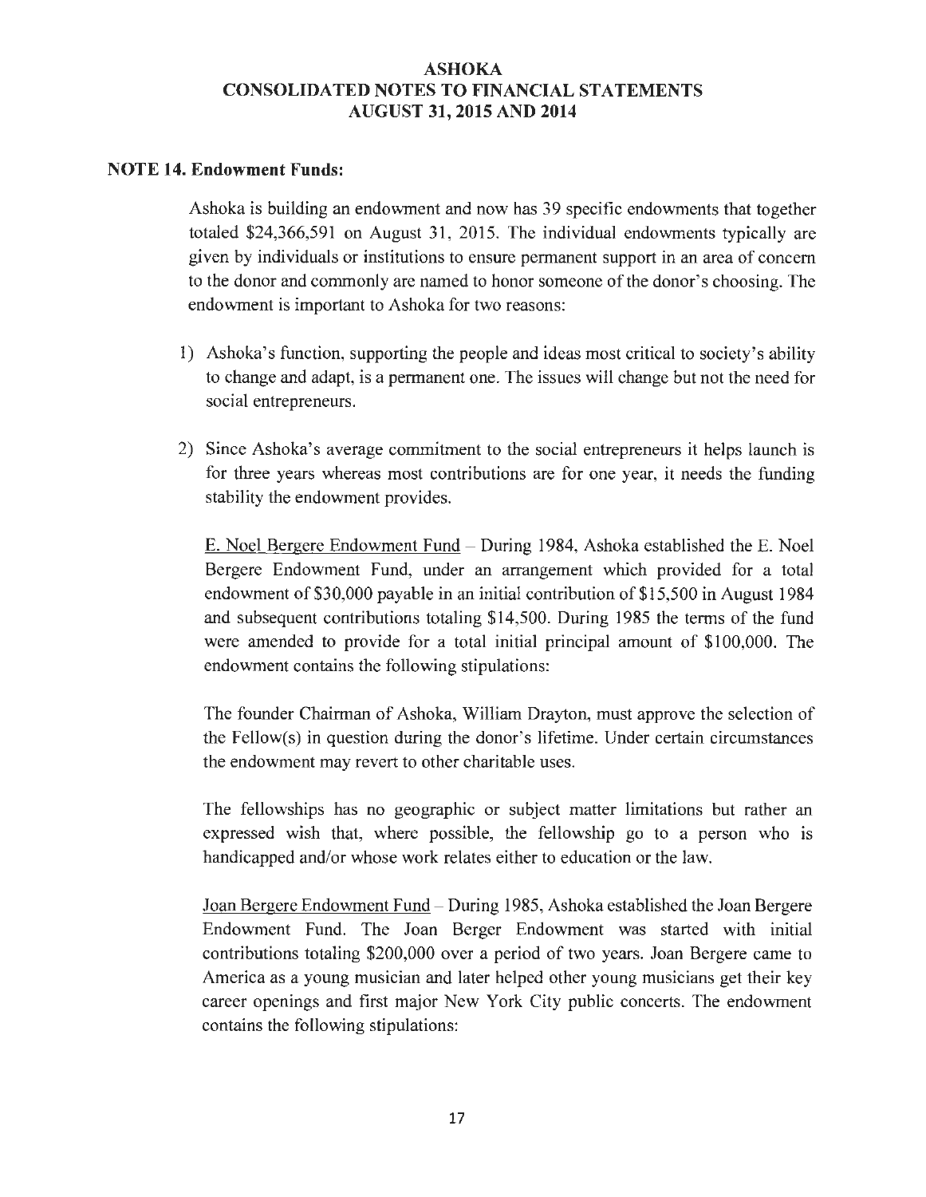# ASHOKA
# CONSOLIDATED NOTES TO FINANCIAL STATEMENTS
# AUGUST 31, 2015 AND 2014

## NOTE 14. Endowment Funds:

Ashoka is building an endowment and now has 39 specific endowments that together totaled $24,366,591 on August 31, 2015. The individual endowments typically are given by individuals or institutions to ensure permanent support in an area of concern to the donor and commonly are named to honor someone of the donor's choosing. The endowment is important to Ashoka for two reasons:

1) Ashoka's function, supporting the people and ideas most critical to society's ability to change and adapt, is a permanent one. The issues will change but not the need for social entrepreneurs.

2) Since Ashoka's average commitment to the social entrepreneurs it helps launch is for three years whereas most contributions are for one year, it needs the funding stability the endowment provides.

<u>E. Noel Bergere Endowment Fund</u> – During 1984, Ashoka established the E. Noel Bergere Endowment Fund, under an arrangement which provided for a total endowment of $30,000 payable in an initial contribution of $15,500 in August 1984 and subsequent contributions totaling $14,500. During 1985 the terms of the fund were amended to provide for a total initial principal amount of $100,000. The endowment contains the following stipulations:

The founder Chairman of Ashoka, William Drayton, must approve the selection of the Fellow(s) in question during the donor's lifetime. Under certain circumstances the endowment may revert to other charitable uses.

The fellowships has no geographic or subject matter limitations but rather an expressed wish that, where possible, the fellowship go to a person who is handicapped and/or whose work relates either to education or the law.

<u>Joan Bergere Endowment Fund</u> – During 1985, Ashoka established the Joan Bergere Endowment Fund. The Joan Berger Endowment was started with initial contributions totaling $200,000 over a period of two years. Joan Bergere came to America as a young musician and later helped other young musicians get their key career openings and first major New York City public concerts. The endowment contains the following stipulations: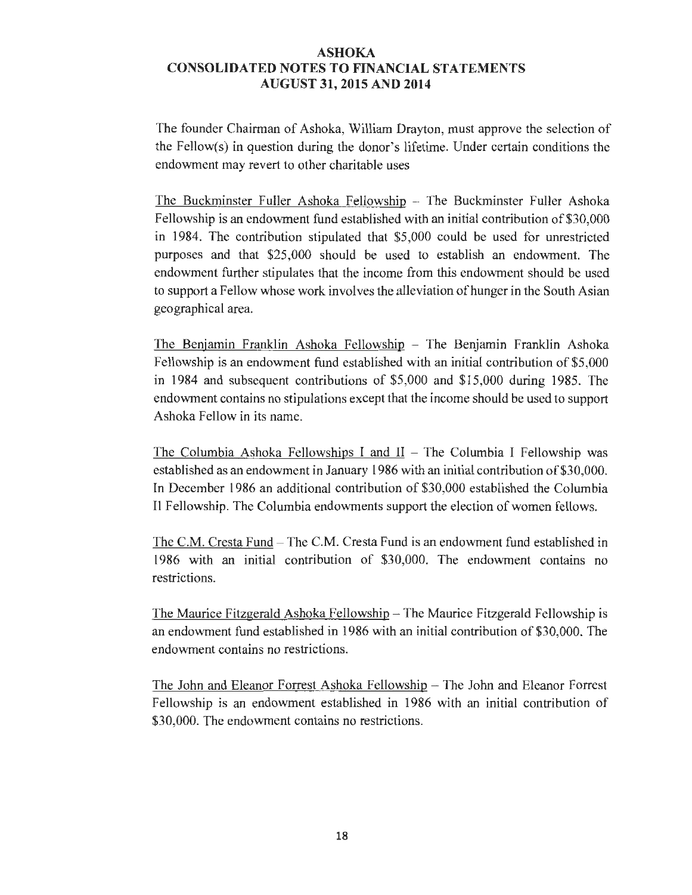The founder Chairman of Ashoka, William Drayton, must approve the selection of the Fellow(s) in question during the donor's lifetime. Under certain conditions the endowment may revert to other charitable uses

The Buckminster Fuller Ashoka Fellowship – The Buckminster Fuller Ashoka Fellowship is an endowment fund established with an initial contribution of $30,000 in 1984. The contribution stipulated that $5,000 could be used for unrestricted purposes and that $25,000 should be used to establish an endowment. The endowment further stipulates that the income from this endowment should be used to support a Fellow whose work involves the alleviation of hunger in the South Asian geographical area.

The Benjamin Franklin Ashoka Fellowship – The Benjamin Franklin Ashoka Fellowship is an endowment fund established with an initial contribution of $5,000 in 1984 and subsequent contributions of $5,000 and $15,000 during 1985. The endowment contains no stipulations except that the income should be used to support Ashoka Fellow in its name.

The Columbia Ashoka Fellowships I and II – The Columbia I Fellowship was established as an endowment in January 1986 with an initial contribution of $30,000. In December 1986 an additional contribution of $30,000 established the Columbia II Fellowship. The Columbia endowments support the election of women fellows.

The C.M. Cresta Fund – The C.M. Cresta Fund is an endowment fund established in 1986 with an initial contribution of $30,000. The endowment contains no restrictions.

The Maurice Fitzgerald Ashoka Fellowship – The Maurice Fitzgerald Fellowship is an endowment fund established in 1986 with an initial contribution of $30,000. The endowment contains no restrictions.

The John and Eleanor Forrest Ashoka Fellowship – The John and Eleanor Forrest Fellowship is an endowment established in 1986 with an initial contribution of $30,000. The endowment contains no restrictions.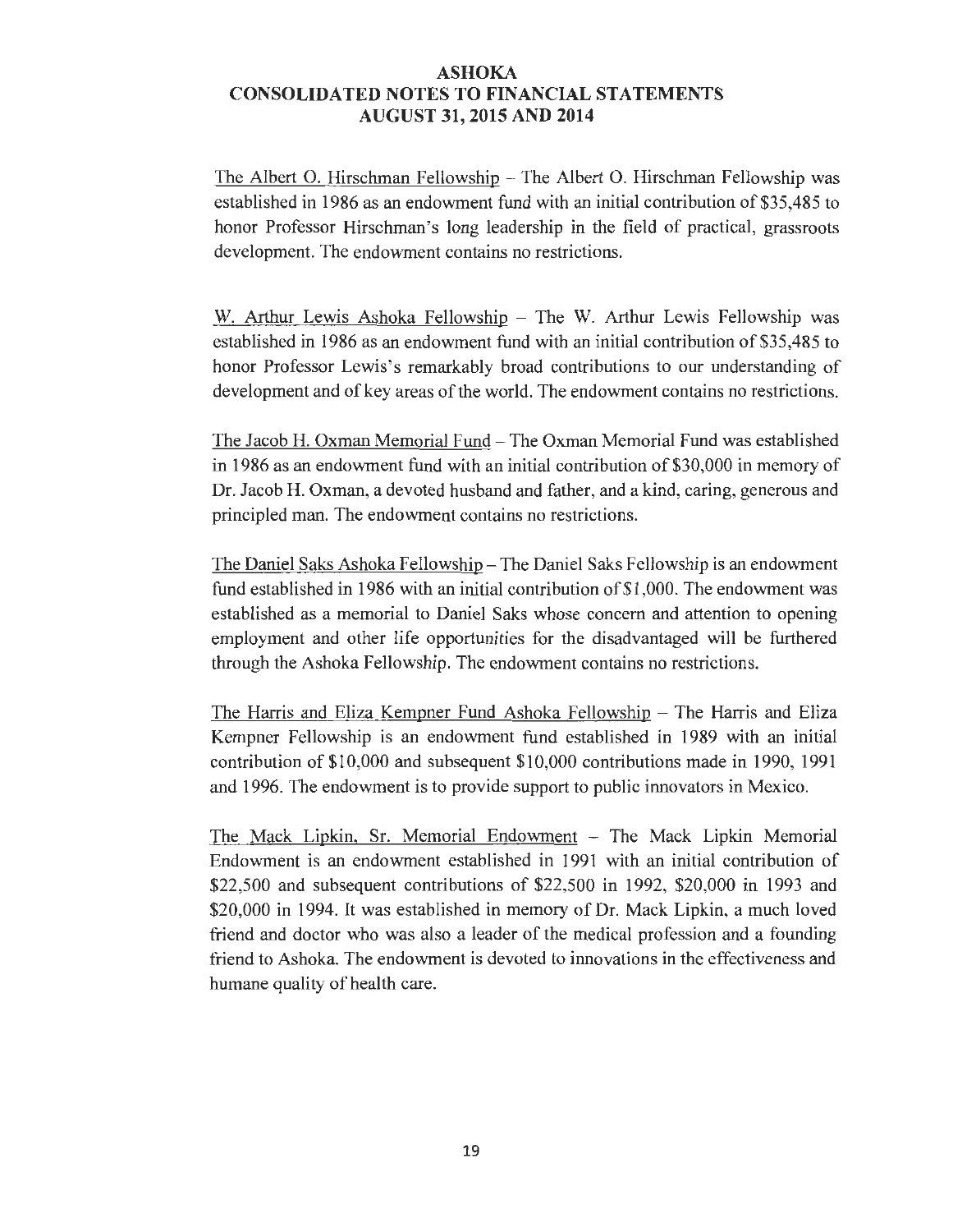The Albert O. Hirschman Fellowship – The Albert O. Hirschman Fellowship was established in 1986 as an endowment fund with an initial contribution of $35,485 to honor Professor Hirschman's long leadership in the field of practical, grassroots development. The endowment contains no restrictions.

W. Arthur Lewis Ashoka Fellowship – The W. Arthur Lewis Fellowship was established in 1986 as an endowment fund with an initial contribution of $35,485 to honor Professor Lewis's remarkably broad contributions to our understanding of development and of key areas of the world. The endowment contains no restrictions.

The Jacob H. Oxman Memorial Fund – The Oxman Memorial Fund was established in 1986 as an endowment fund with an initial contribution of $30,000 in memory of Dr. Jacob H. Oxman, a devoted husband and father, and a kind, caring, generous and principled man. The endowment contains no restrictions.

The Daniel Saks Ashoka Fellowship – The Daniel Saks Fellowship is an endowment fund established in 1986 with an initial contribution of $1,000. The endowment was established as a memorial to Daniel Saks whose concern and attention to opening employment and other life opportunities for the disadvantaged will be furthered through the Ashoka Fellowship. The endowment contains no restrictions.

The Harris and Eliza Kempner Fund Ashoka Fellowship – The Harris and Eliza Kempner Fellowship is an endowment fund established in 1989 with an initial contribution of $10,000 and subsequent $10,000 contributions made in 1990, 1991 and 1996. The endowment is to provide support to public innovators in Mexico.

The Mack Lipkin, Sr. Memorial Endowment – The Mack Lipkin Memorial Endowment is an endowment established in 1991 with an initial contribution of $22,500 and subsequent contributions of $22,500 in 1992, $20,000 in 1993 and $20,000 in 1994. It was established in memory of Dr. Mack Lipkin, a much loved friend and doctor who was also a leader of the medical profession and a founding friend to Ashoka. The endowment is devoted to innovations in the effectiveness and humane quality of health care.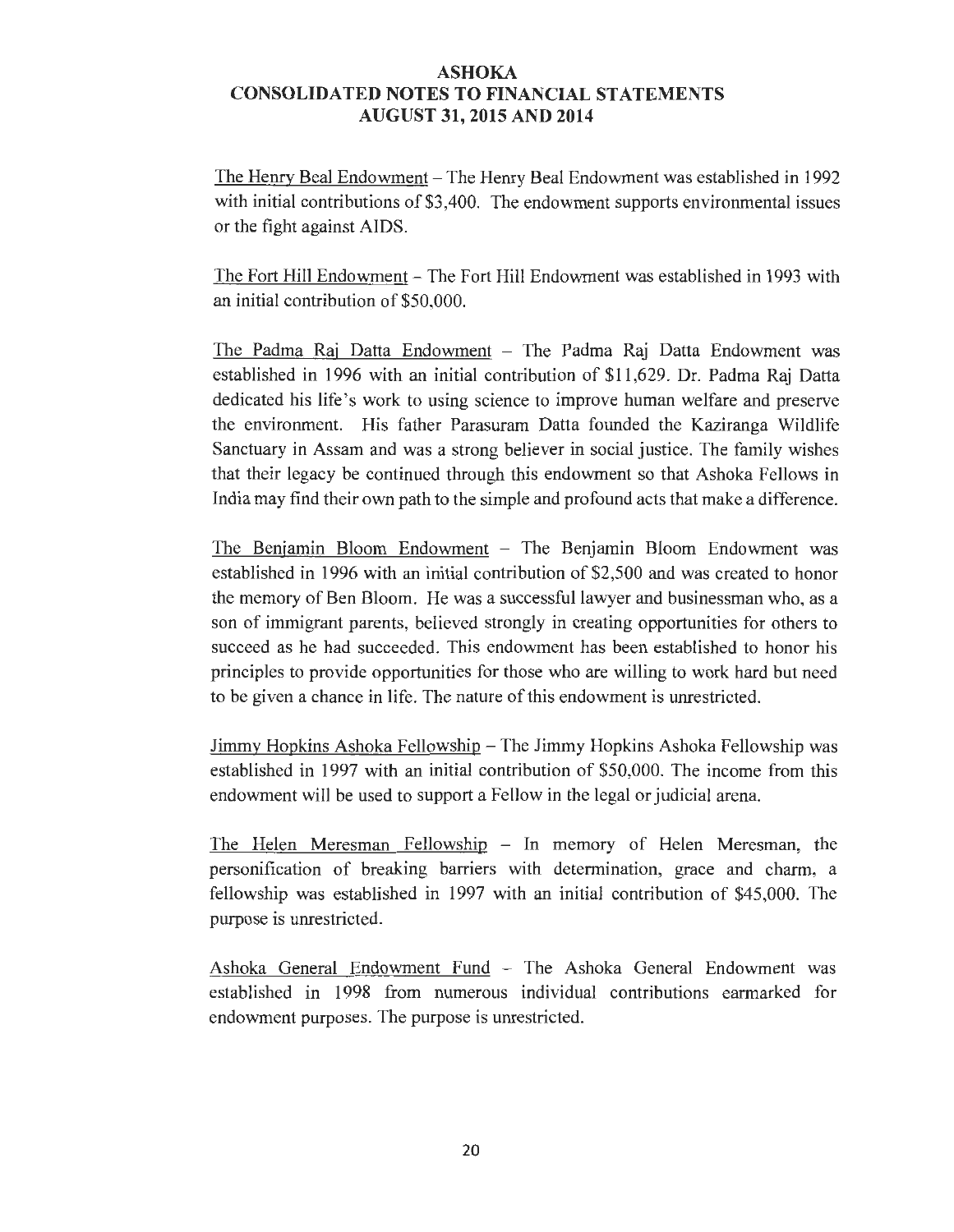The Henry Beal Endowment – The Henry Beal Endowment was established in 1992 with initial contributions of $3,400. The endowment supports environmental issues or the fight against AIDS.

The Fort Hill Endowment – The Fort Hill Endowment was established in 1993 with an initial contribution of $50,000.

The Padma Raj Datta Endowment – The Padma Raj Datta Endowment was established in 1996 with an initial contribution of $11,629. Dr. Padma Raj Datta dedicated his life's work to using science to improve human welfare and preserve the environment. His father Parasuram Datta founded the Kaziranga Wildlife Sanctuary in Assam and was a strong believer in social justice. The family wishes that their legacy be continued through this endowment so that Ashoka Fellows in India may find their own path to the simple and profound acts that make a difference.

The Benjamin Bloom Endowment – The Benjamin Bloom Endowment was established in 1996 with an initial contribution of $2,500 and was created to honor the memory of Ben Bloom. He was a successful lawyer and businessman who, as a son of immigrant parents, believed strongly in creating opportunities for others to succeed as he had succeeded. This endowment has been established to honor his principles to provide opportunities for those who are willing to work hard but need to be given a chance in life. The nature of this endowment is unrestricted.

Jimmy Hopkins Ashoka Fellowship – The Jimmy Hopkins Ashoka Fellowship was established in 1997 with an initial contribution of $50,000. The income from this endowment will be used to support a Fellow in the legal or judicial arena.

The Helen Meresman Fellowship – In memory of Helen Meresman, the personification of breaking barriers with determination, grace and charm, a fellowship was established in 1997 with an initial contribution of $45,000. The purpose is unrestricted.

Ashoka General Endowment Fund – The Ashoka General Endowment was established in 1998 from numerous individual contributions earmarked for endowment purposes. The purpose is unrestricted.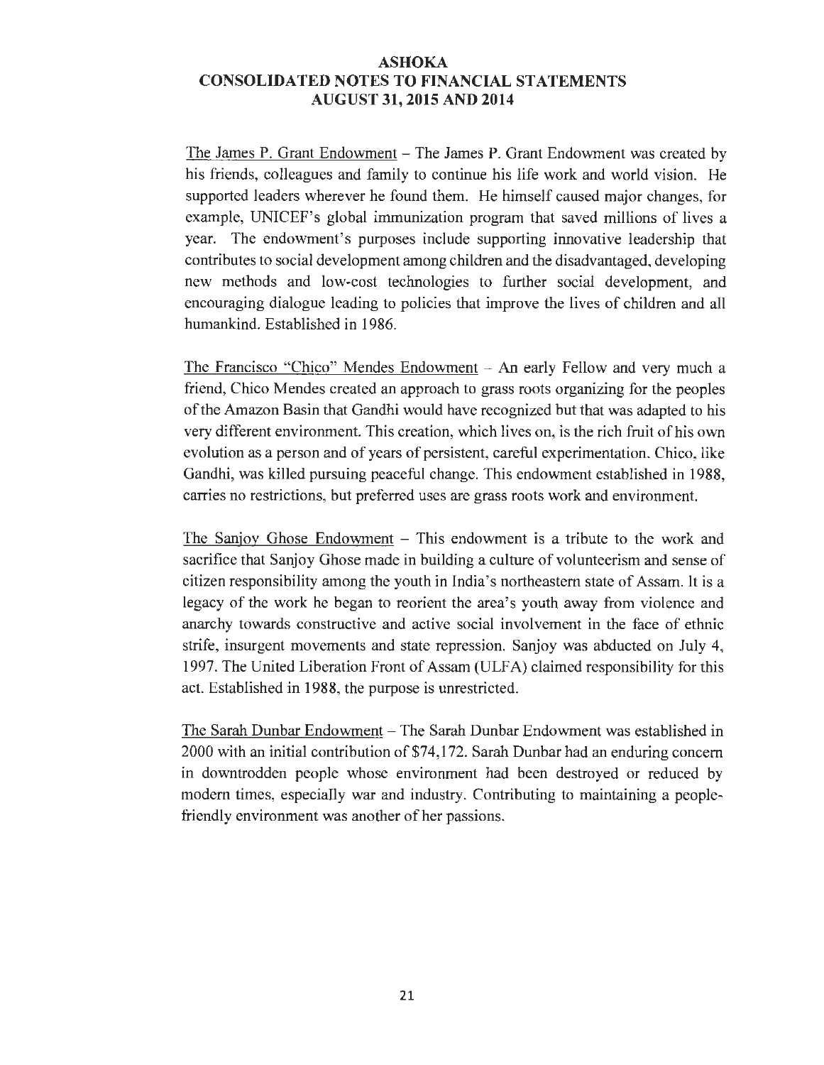The James P. Grant Endowment – The James P. Grant Endowment was created by his friends, colleagues and family to continue his life work and world vision. He supported leaders wherever he found them. He himself caused major changes, for example, UNICEF's global immunization program that saved millions of lives a year. The endowment's purposes include supporting innovative leadership that contributes to social development among children and the disadvantaged, developing new methods and low-cost technologies to further social development, and encouraging dialogue leading to policies that improve the lives of children and all humankind. Established in 1986.

The Francisco "Chico" Mendes Endowment – An early Fellow and very much a friend, Chico Mendes created an approach to grass roots organizing for the peoples of the Amazon Basin that Gandhi would have recognized but that was adapted to his very different environment. This creation, which lives on, is the rich fruit of his own evolution as a person and of years of persistent, careful experimentation. Chico, like Gandhi, was killed pursuing peaceful change. This endowment established in 1988, carries no restrictions, but preferred uses are grass roots work and environment.

The Sanjoy Ghose Endowment – This endowment is a tribute to the work and sacrifice that Sanjoy Ghose made in building a culture of volunteerism and sense of citizen responsibility among the youth in India's northeastern state of Assam. It is a legacy of the work he began to reorient the area's youth away from violence and anarchy towards constructive and active social involvement in the face of ethnic strife, insurgent movements and state repression. Sanjoy was abducted on July 4, 1997. The United Liberation Front of Assam (ULFA) claimed responsibility for this act. Established in 1988, the purpose is unrestricted.

The Sarah Dunbar Endowment – The Sarah Dunbar Endowment was established in 2000 with an initial contribution of $74,172. Sarah Dunbar had an enduring concern in downtrodden people whose environment had been destroyed or reduced by modern times, especially war and industry. Contributing to maintaining a people-friendly environment was another of her passions.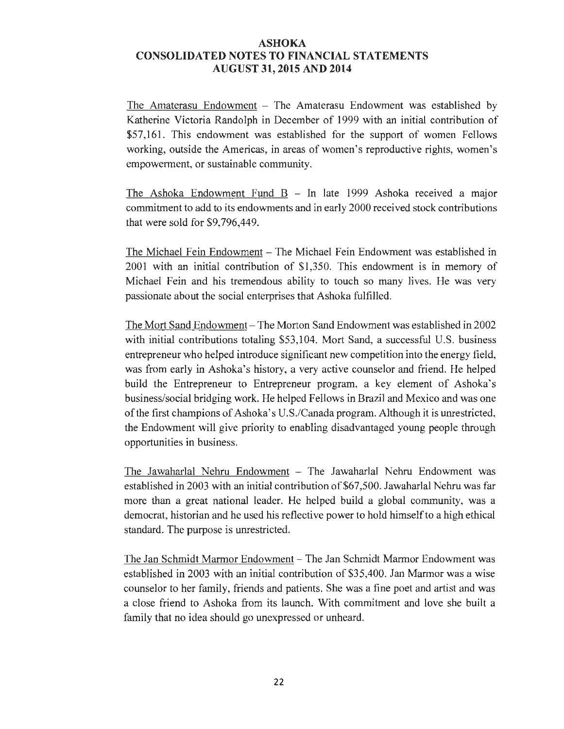# ASHOKA
## CONSOLIDATED NOTES TO FINANCIAL STATEMENTS
## AUGUST 31, 2015 AND 2014

The Amaterasu Endowment – The Amaterasu Endowment was established by Katherine Victoria Randolph in December of 1999 with an initial contribution of $57,161. This endowment was established for the support of women Fellows working, outside the Americas, in areas of women's reproductive rights, women's empowerment, or sustainable community.

The Ashoka Endowment Fund B – In late 1999 Ashoka received a major commitment to add to its endowments and in early 2000 received stock contributions that were sold for $9,796,449.

The Michael Fein Endowment – The Michael Fein Endowment was established in 2001 with an initial contribution of $1,350. This endowment is in memory of Michael Fein and his tremendous ability to touch so many lives. He was very passionate about the social enterprises that Ashoka fulfilled.

The Mort Sand Endowment – The Morton Sand Endowment was established in 2002 with initial contributions totaling $53,104. Mort Sand, a successful U.S. business entrepreneur who helped introduce significant new competition into the energy field, was from early in Ashoka's history, a very active counselor and friend. He helped build the Entrepreneur to Entrepreneur program, a key element of Ashoka's business/social bridging work. He helped Fellows in Brazil and Mexico and was one of the first champions of Ashoka's U.S./Canada program. Although it is unrestricted, the Endowment will give priority to enabling disadvantaged young people through opportunities in business.

The Jawaharlal Nehru Endowment – The Jawaharlal Nehru Endowment was established in 2003 with an initial contribution of $67,500. Jawaharlal Nehru was far more than a great national leader. He helped build a global community, was a democrat, historian and he used his reflective power to hold himself to a high ethical standard. The purpose is unrestricted.

The Jan Schmidt Marmor Endowment – The Jan Schmidt Marmor Endowment was established in 2003 with an initial contribution of $35,400. Jan Marmor was a wise counselor to her family, friends and patients. She was a fine poet and artist and was a close friend to Ashoka from its launch. With commitment and love she built a family that no idea should go unexpressed or unheard.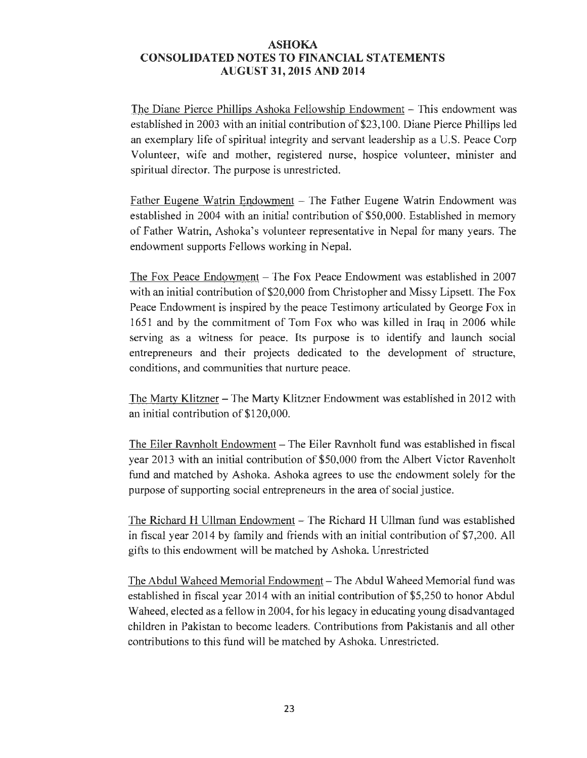The Diane Pierce Phillips Ashoka Fellowship Endowment – This endowment was established in 2003 with an initial contribution of $23,100. Diane Pierce Phillips led an exemplary life of spiritual integrity and servant leadership as a U.S. Peace Corp Volunteer, wife and mother, registered nurse, hospice volunteer, minister and spiritual director. The purpose is unrestricted.

Father Eugene Watrin Endowment – The Father Eugene Watrin Endowment was established in 2004 with an initial contribution of $50,000. Established in memory of Father Watrin, Ashoka's volunteer representative in Nepal for many years. The endowment supports Fellows working in Nepal.

The Fox Peace Endowment – The Fox Peace Endowment was established in 2007 with an initial contribution of $20,000 from Christopher and Missy Lipsett. The Fox Peace Endowment is inspired by the peace Testimony articulated by George Fox in 1651 and by the commitment of Tom Fox who was killed in Iraq in 2006 while serving as a witness for peace. Its purpose is to identify and launch social entrepreneurs and their projects dedicated to the development of structure, conditions, and communities that nurture peace.

The Marty Klitzner – The Marty Klitzner Endowment was established in 2012 with an initial contribution of $120,000.

The Eiler Ravnholt Endowment – The Eiler Ravnholt fund was established in fiscal year 2013 with an initial contribution of $50,000 from the Albert Victor Ravenholt fund and matched by Ashoka. Ashoka agrees to use the endowment solely for the purpose of supporting social entrepreneurs in the area of social justice.

The Richard H Ullman Endowment – The Richard H Ullman fund was established in fiscal year 2014 by family and friends with an initial contribution of $7,200. All gifts to this endowment will be matched by Ashoka. Unrestricted

The Abdul Waheed Memorial Endowment – The Abdul Waheed Memorial fund was established in fiscal year 2014 with an initial contribution of $5,250 to honor Abdul Waheed, elected as a fellow in 2004, for his legacy in educating young disadvantaged children in Pakistan to become leaders. Contributions from Pakistanis and all other contributions to this fund will be matched by Ashoka. Unrestricted.